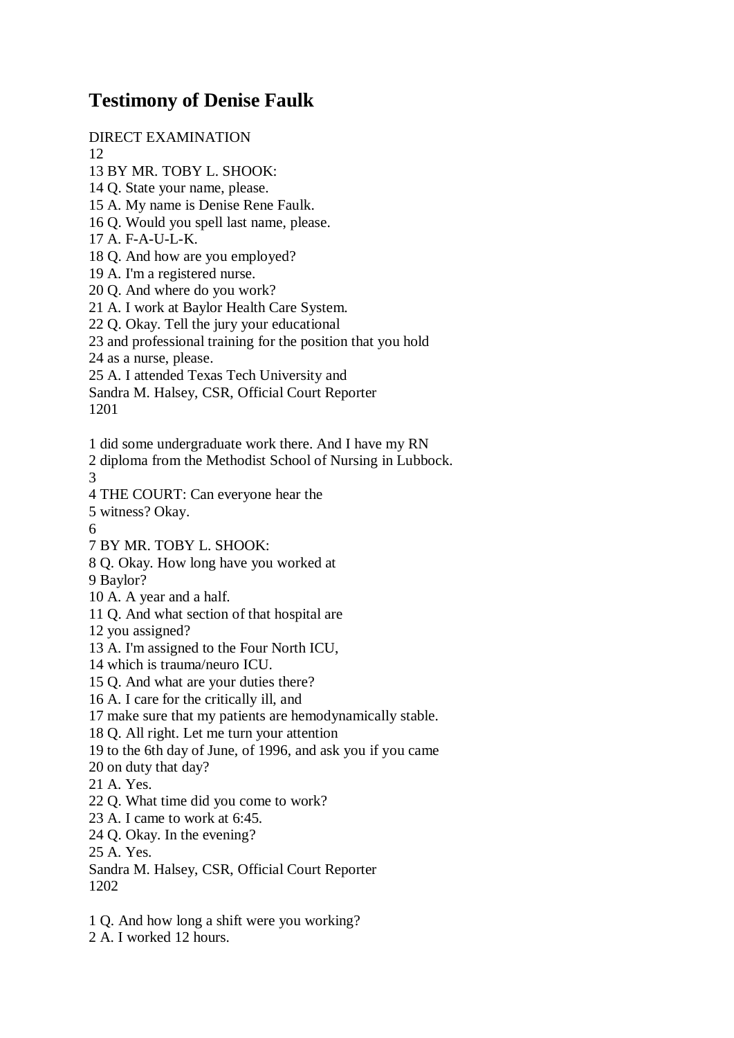# Testimony of Denise Faulk

DIRECT EXAMINATION
12
13 BY MR. TOBY L. SHOOK:
14 Q. State your name, please.
15 A. My name is Denise Rene Faulk.
16 Q. Would you spell last name, please.
17 A. F-A-U-L-K.
18 Q. And how are you employed?
19 A. I'm a registered nurse.
20 Q. And where do you work?
21 A. I work at Baylor Health Care System.
22 Q. Okay. Tell the jury your educational
23 and professional training for the position that you hold
24 as a nurse, please.
25 A. I attended Texas Tech University and
Sandra M. Halsey, CSR, Official Court Reporter
1201

1 did some undergraduate work there. And I have my RN
2 diploma from the Methodist School of Nursing in Lubbock.
3
4 THE COURT: Can everyone hear the
5 witness? Okay.
6
7 BY MR. TOBY L. SHOOK:
8 Q. Okay. How long have you worked at
9 Baylor?
10 A. A year and a half.
11 Q. And what section of that hospital are
12 you assigned?
13 A. I'm assigned to the Four North ICU,
14 which is trauma/neuro ICU.
15 Q. And what are your duties there?
16 A. I care for the critically ill, and
17 make sure that my patients are hemodynamically stable.
18 Q. All right. Let me turn your attention
19 to the 6th day of June, of 1996, and ask you if you came
20 on duty that day?
21 A. Yes.
22 Q. What time did you come to work?
23 A. I came to work at 6:45.
24 Q. Okay. In the evening?
25 A. Yes.
Sandra M. Halsey, CSR, Official Court Reporter
1202

1 Q. And how long a shift were you working?
2 A. I worked 12 hours.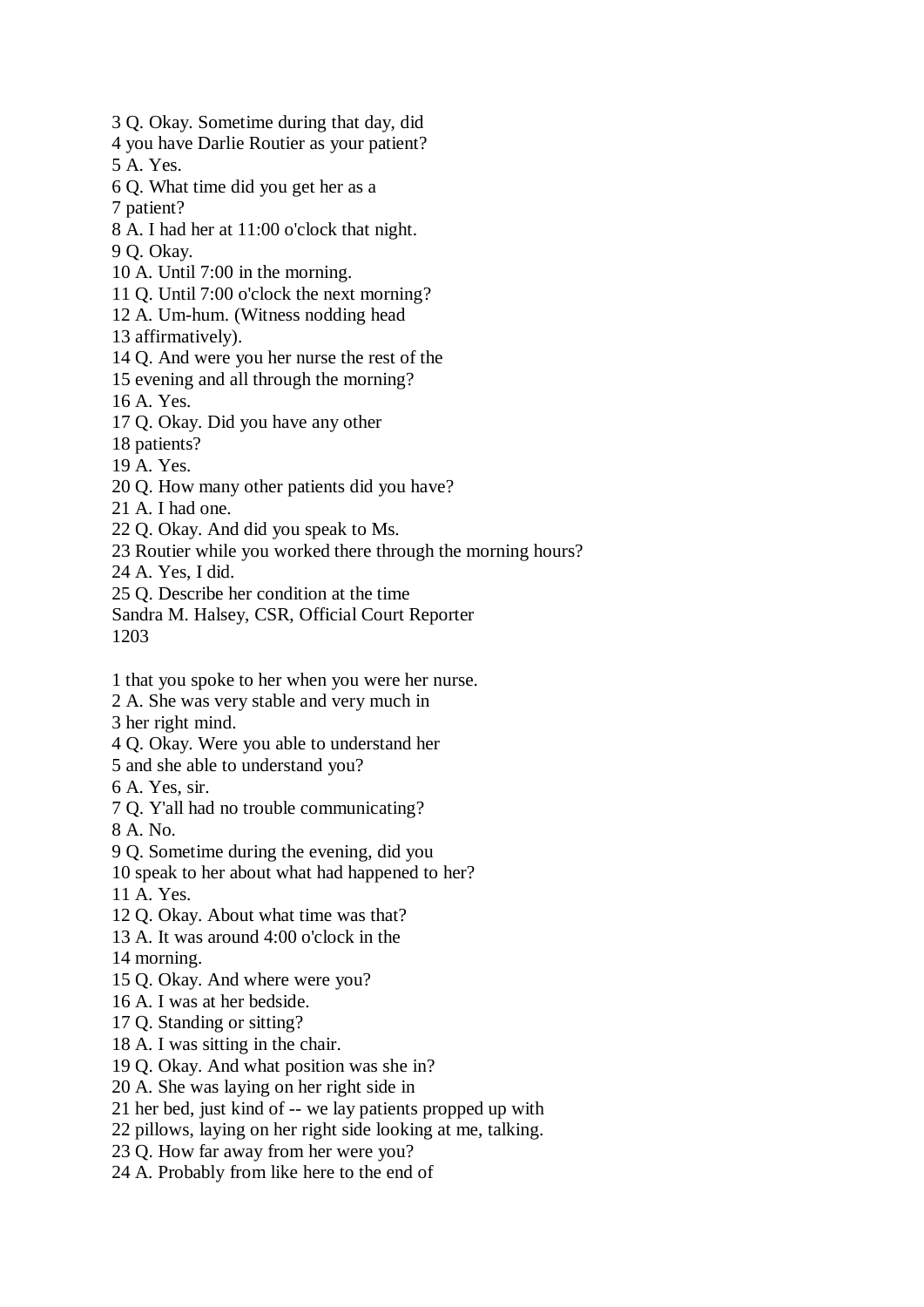3 Q. Okay. Sometime during that day, did
4 you have Darlie Routier as your patient?
5 A. Yes.
6 Q. What time did you get her as a
7 patient?
8 A. I had her at 11:00 o'clock that night.
9 Q. Okay.
10 A. Until 7:00 in the morning.
11 Q. Until 7:00 o'clock the next morning?
12 A. Um-hum. (Witness nodding head
13 affirmatively).
14 Q. And were you her nurse the rest of the
15 evening and all through the morning?
16 A. Yes.
17 Q. Okay. Did you have any other
18 patients?
19 A. Yes.
20 Q. How many other patients did you have?
21 A. I had one.
22 Q. Okay. And did you speak to Ms.
23 Routier while you worked there through the morning hours?
24 A. Yes, I did.
25 Q. Describe her condition at the time
Sandra M. Halsey, CSR, Official Court Reporter
1203

1 that you spoke to her when you were her nurse.
2 A. She was very stable and very much in
3 her right mind.
4 Q. Okay. Were you able to understand her
5 and she able to understand you?
6 A. Yes, sir.
7 Q. Y'all had no trouble communicating?
8 A. No.
9 Q. Sometime during the evening, did you
10 speak to her about what had happened to her?
11 A. Yes.
12 Q. Okay. About what time was that?
13 A. It was around 4:00 o'clock in the
14 morning.
15 Q. Okay. And where were you?
16 A. I was at her bedside.
17 Q. Standing or sitting?
18 A. I was sitting in the chair.
19 Q. Okay. And what position was she in?
20 A. She was laying on her right side in
21 her bed, just kind of -- we lay patients propped up with
22 pillows, laying on her right side looking at me, talking.
23 Q. How far away from her were you?
24 A. Probably from like here to the end of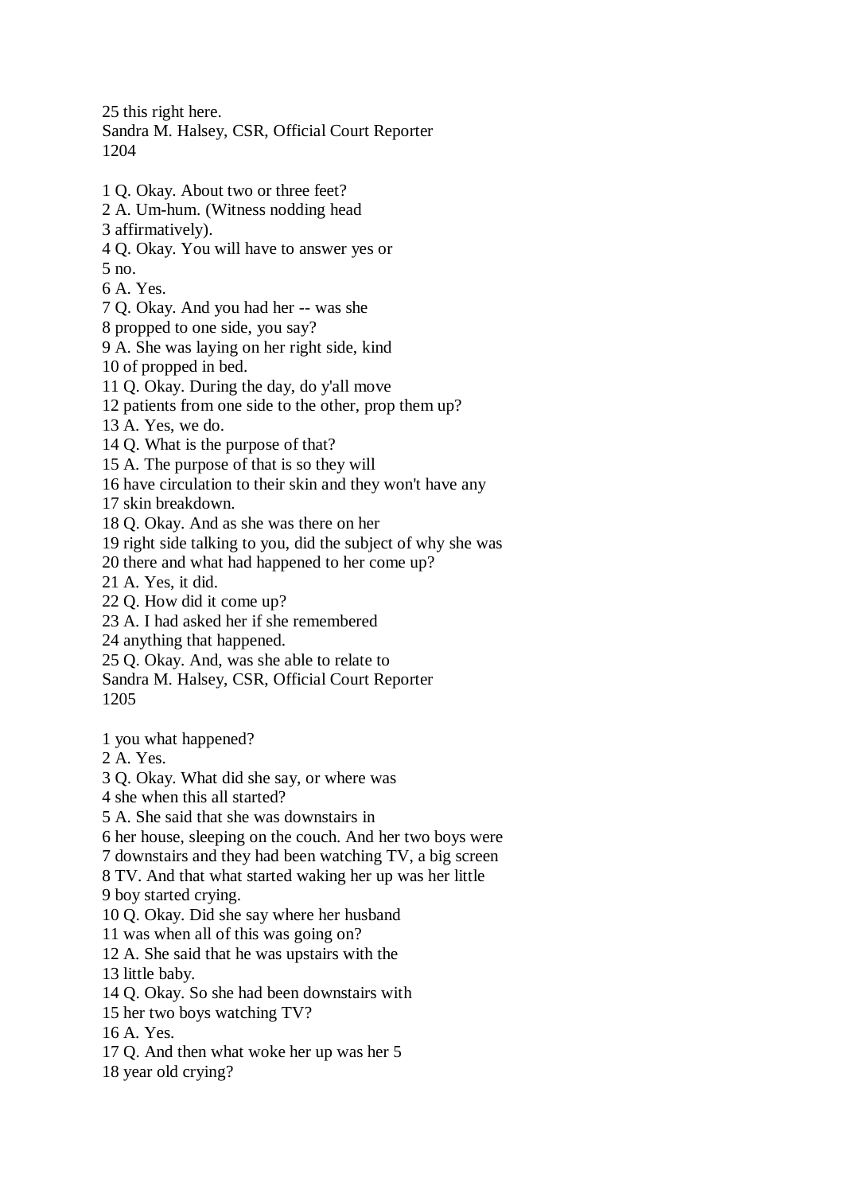25 this right here.

1 Q. Okay. About two or three feet?
2 A. Um-hum. (Witness nodding head
3 affirmatively).
4 Q. Okay. You will have to answer yes or
5 no.
6 A. Yes.
7 Q. Okay. And you had her -- was she
8 propped to one side, you say?
9 A. She was laying on her right side, kind
10 of propped in bed.
11 Q. Okay. During the day, do y'all move
12 patients from one side to the other, prop them up?
13 A. Yes, we do.
14 Q. What is the purpose of that?
15 A. The purpose of that is so they will
16 have circulation to their skin and they won't have any
17 skin breakdown.
18 Q. Okay. And as she was there on her
19 right side talking to you, did the subject of why she was
20 there and what had happened to her come up?
21 A. Yes, it did.
22 Q. How did it come up?
23 A. I had asked her if she remembered
24 anything that happened.
25 Q. Okay. And, was she able to relate to

1 you what happened?
2 A. Yes.
3 Q. Okay. What did she say, or where was
4 she when this all started?
5 A. She said that she was downstairs in
6 her house, sleeping on the couch. And her two boys were
7 downstairs and they had been watching TV, a big screen
8 TV. And that what started waking her up was her little
9 boy started crying.
10 Q. Okay. Did she say where her husband
11 was when all of this was going on?
12 A. She said that he was upstairs with the
13 little baby.
14 Q. Okay. So she had been downstairs with
15 her two boys watching TV?
16 A. Yes.
17 Q. And then what woke her up was her 5
18 year old crying?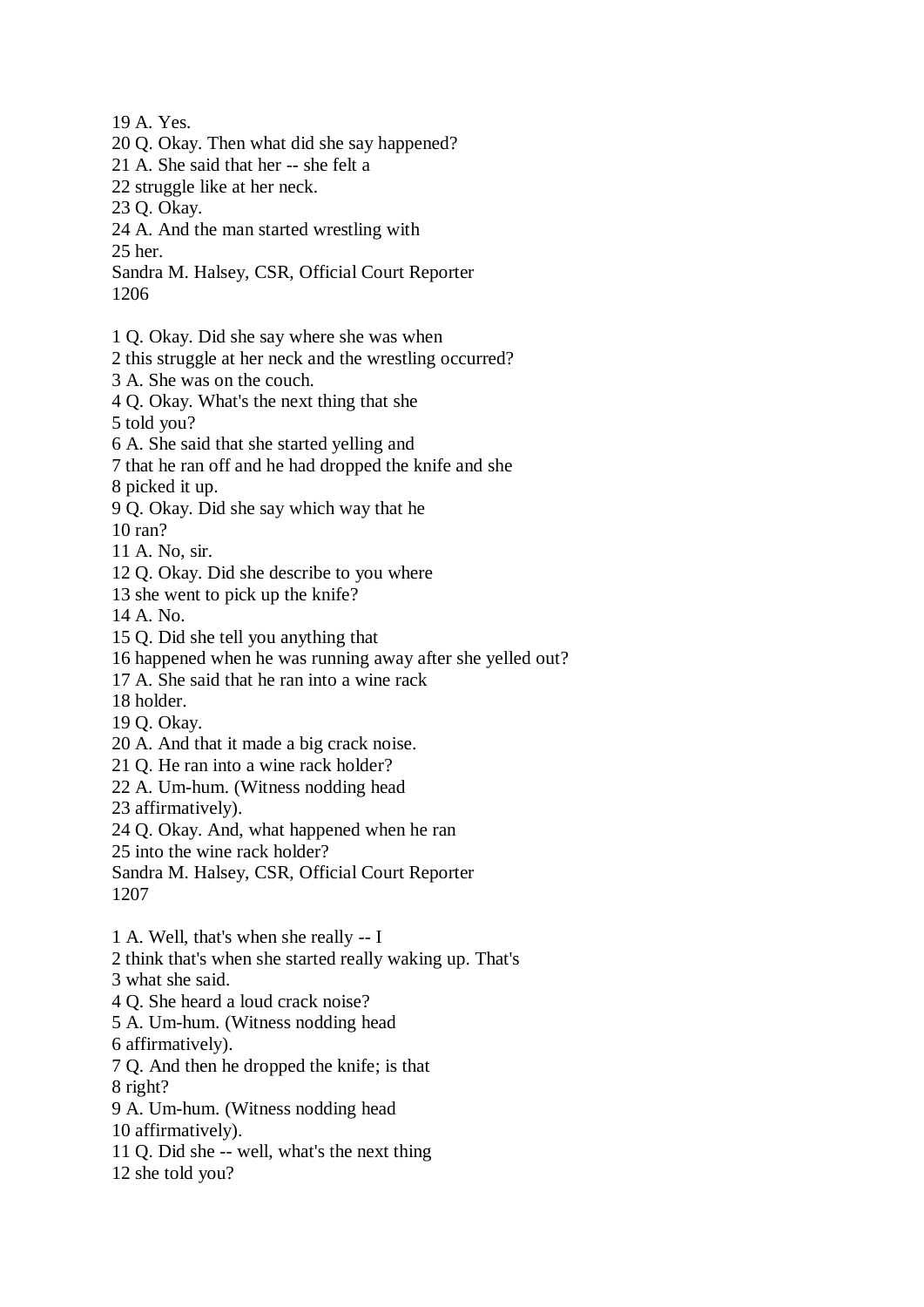19 A. Yes.
20 Q. Okay. Then what did she say happened?
21 A. She said that her -- she felt a
22 struggle like at her neck.
23 Q. Okay.
24 A. And the man started wrestling with
25 her.

1 Q. Okay. Did she say where she was when
2 this struggle at her neck and the wrestling occurred?
3 A. She was on the couch.
4 Q. Okay. What's the next thing that she
5 told you?
6 A. She said that she started yelling and
7 that he ran off and he had dropped the knife and she
8 picked it up.
9 Q. Okay. Did she say which way that he
10 ran?
11 A. No, sir.
12 Q. Okay. Did she describe to you where
13 she went to pick up the knife?
14 A. No.
15 Q. Did she tell you anything that
16 happened when he was running away after she yelled out?
17 A. She said that he ran into a wine rack
18 holder.
19 Q. Okay.
20 A. And that it made a big crack noise.
21 Q. He ran into a wine rack holder?
22 A. Um-hum. (Witness nodding head
23 affirmatively).
24 Q. Okay. And, what happened when he ran
25 into the wine rack holder?

1 A. Well, that's when she really -- I
2 think that's when she started really waking up. That's
3 what she said.
4 Q. She heard a loud crack noise?
5 A. Um-hum. (Witness nodding head
6 affirmatively).
7 Q. And then he dropped the knife; is that
8 right?
9 A. Um-hum. (Witness nodding head
10 affirmatively).
11 Q. Did she -- well, what's the next thing
12 she told you?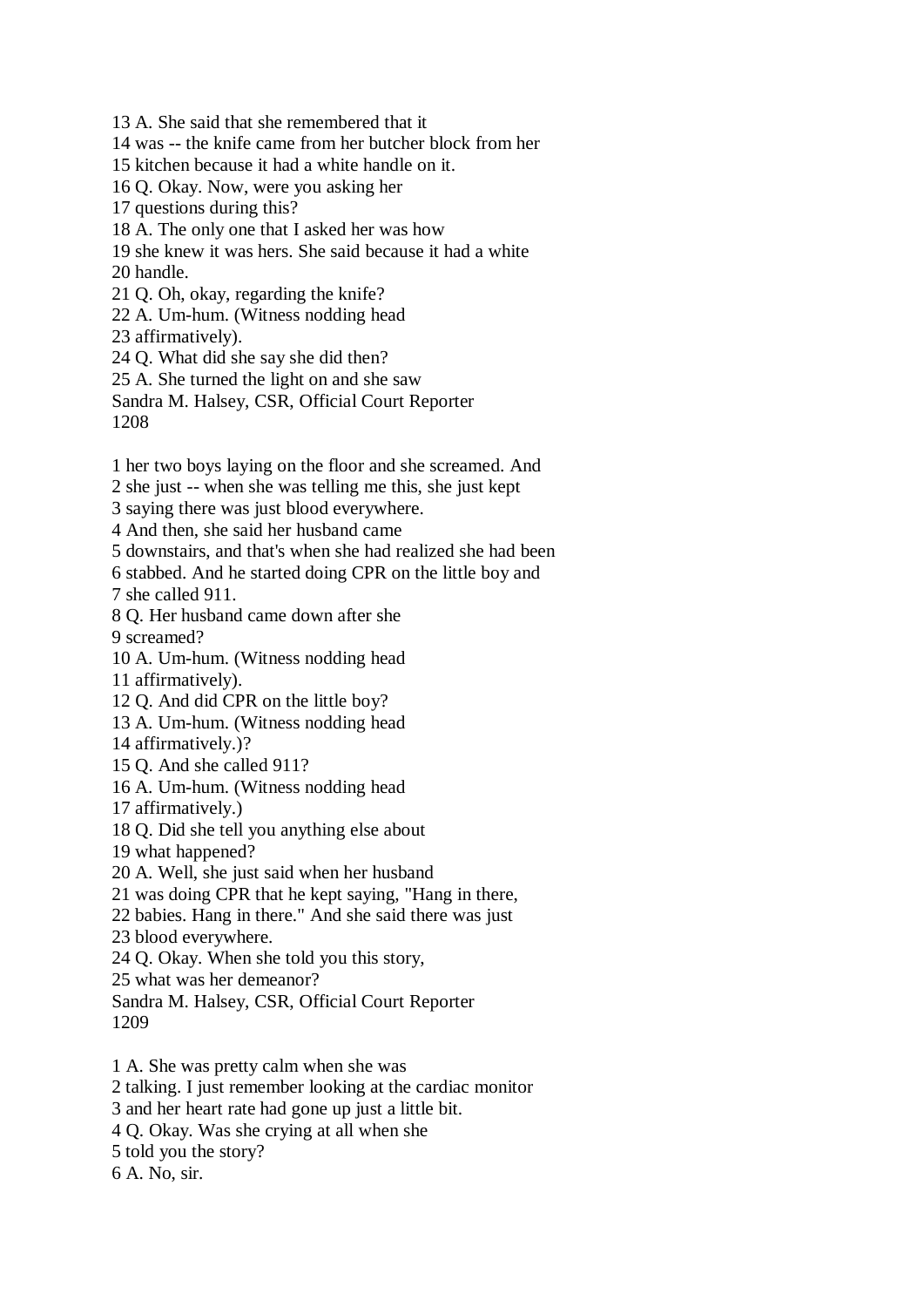13 A. She said that she remembered that it
14 was -- the knife came from her butcher block from her
15 kitchen because it had a white handle on it.
16 Q. Okay. Now, were you asking her
17 questions during this?
18 A. The only one that I asked her was how
19 she knew it was hers. She said because it had a white
20 handle.
21 Q. Oh, okay, regarding the knife?
22 A. Um-hum. (Witness nodding head
23 affirmatively).
24 Q. What did she say she did then?
25 A. She turned the light on and she saw
Sandra M. Halsey, CSR, Official Court Reporter

1 her two boys laying on the floor and she screamed. And
2 she just -- when she was telling me this, she just kept
3 saying there was just blood everywhere.
4 And then, she said her husband came
5 downstairs, and that's when she had realized she had been
6 stabbed. And he started doing CPR on the little boy and
7 she called 911.
8 Q. Her husband came down after she
9 screamed?
10 A. Um-hum. (Witness nodding head
11 affirmatively).
12 Q. And did CPR on the little boy?
13 A. Um-hum. (Witness nodding head
14 affirmatively.)?
15 Q. And she called 911?
16 A. Um-hum. (Witness nodding head
17 affirmatively.)
18 Q. Did she tell you anything else about
19 what happened?
20 A. Well, she just said when her husband
21 was doing CPR that he kept saying, "Hang in there,
22 babies. Hang in there." And she said there was just
23 blood everywhere.
24 Q. Okay. When she told you this story,
25 what was her demeanor?
Sandra M. Halsey, CSR, Official Court Reporter

1 A. She was pretty calm when she was
2 talking. I just remember looking at the cardiac monitor
3 and her heart rate had gone up just a little bit.
4 Q. Okay. Was she crying at all when she
5 told you the story?
6 A. No, sir.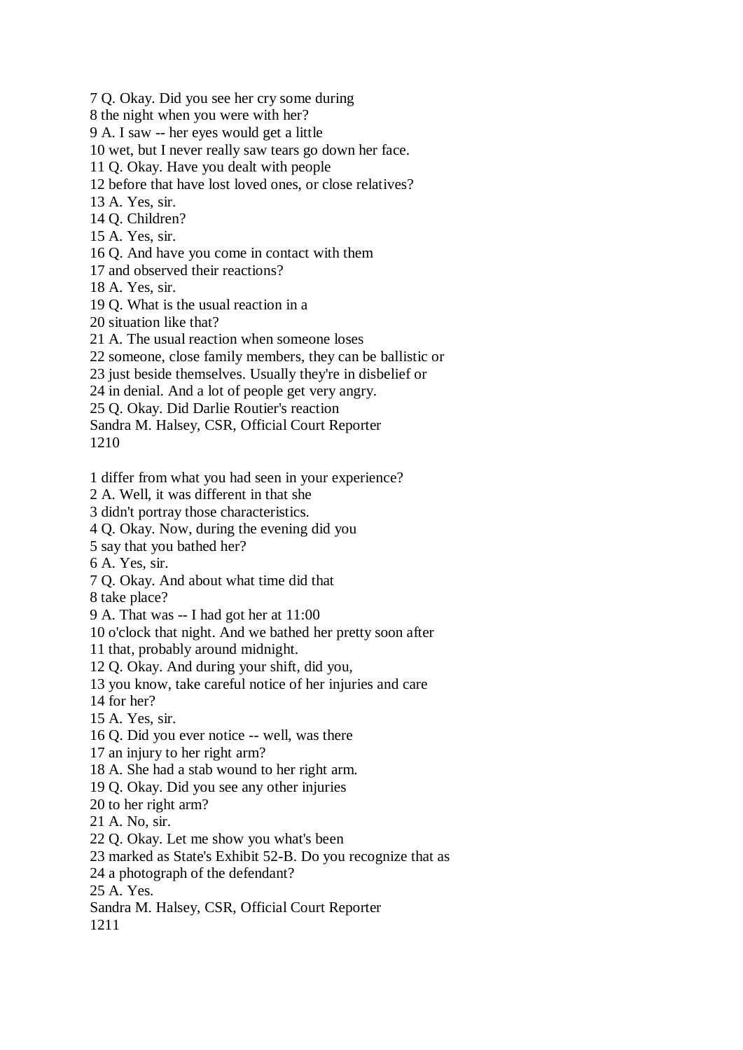7 Q. Okay. Did you see her cry some during
8 the night when you were with her?
9 A. I saw -- her eyes would get a little
10 wet, but I never really saw tears go down her face.
11 Q. Okay. Have you dealt with people
12 before that have lost loved ones, or close relatives?
13 A. Yes, sir.
14 Q. Children?
15 A. Yes, sir.
16 Q. And have you come in contact with them
17 and observed their reactions?
18 A. Yes, sir.
19 Q. What is the usual reaction in a
20 situation like that?
21 A. The usual reaction when someone loses
22 someone, close family members, they can be ballistic or
23 just beside themselves. Usually they're in disbelief or
24 in denial. And a lot of people get very angry.
25 Q. Okay. Did Darlie Routier's reaction
Sandra M. Halsey, CSR, Official Court Reporter

1 differ from what you had seen in your experience?
2 A. Well, it was different in that she
3 didn't portray those characteristics.
4 Q. Okay. Now, during the evening did you
5 say that you bathed her?
6 A. Yes, sir.
7 Q. Okay. And about what time did that
8 take place?
9 A. That was -- I had got her at 11:00
10 o'clock that night. And we bathed her pretty soon after
11 that, probably around midnight.
12 Q. Okay. And during your shift, did you,
13 you know, take careful notice of her injuries and care
14 for her?
15 A. Yes, sir.
16 Q. Did you ever notice -- well, was there
17 an injury to her right arm?
18 A. She had a stab wound to her right arm.
19 Q. Okay. Did you see any other injuries
20 to her right arm?
21 A. No, sir.
22 Q. Okay. Let me show you what's been
23 marked as State's Exhibit 52-B. Do you recognize that as
24 a photograph of the defendant?
25 A. Yes.
Sandra M. Halsey, CSR, Official Court Reporter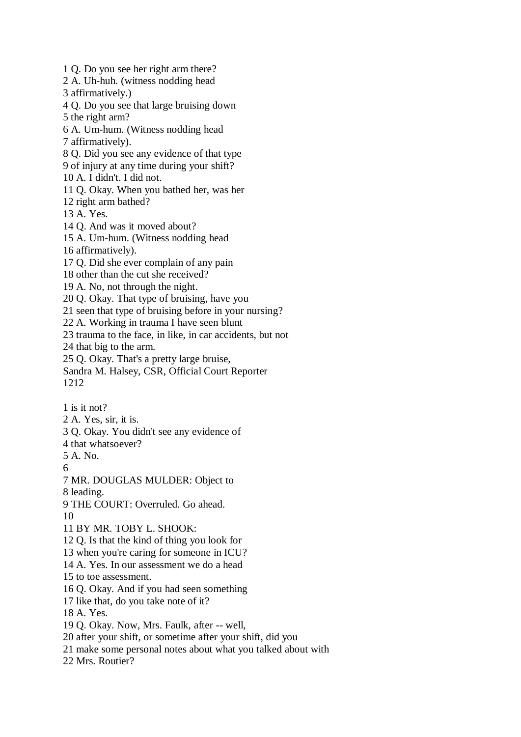1 Q. Do you see her right arm there?
2 A. Uh-huh. (witness nodding head
3 affirmatively.)
4 Q. Do you see that large bruising down
5 the right arm?
6 A. Um-hum. (Witness nodding head
7 affirmatively).
8 Q. Did you see any evidence of that type
9 of injury at any time during your shift?
10 A. I didn't. I did not.
11 Q. Okay. When you bathed her, was her
12 right arm bathed?
13 A. Yes.
14 Q. And was it moved about?
15 A. Um-hum. (Witness nodding head
16 affirmatively).
17 Q. Did she ever complain of any pain
18 other than the cut she received?
19 A. No, not through the night.
20 Q. Okay. That type of bruising, have you
21 seen that type of bruising before in your nursing?
22 A. Working in trauma I have seen blunt
23 trauma to the face, in like, in car accidents, but not
24 that big to the arm.
25 Q. Okay. That's a pretty large bruise,
Sandra M. Halsey, CSR, Official Court Reporter

1 is it not?
2 A. Yes, sir, it is.
3 Q. Okay. You didn't see any evidence of
4 that whatsoever?
5 A. No.
6
7 MR. DOUGLAS MULDER: Object to
8 leading.
9 THE COURT: Overruled. Go ahead.
10
11 BY MR. TOBY L. SHOOK:
12 Q. Is that the kind of thing you look for
13 when you're caring for someone in ICU?
14 A. Yes. In our assessment we do a head
15 to toe assessment.
16 Q. Okay. And if you had seen something
17 like that, do you take note of it?
18 A. Yes.
19 Q. Okay. Now, Mrs. Faulk, after -- well,
20 after your shift, or sometime after your shift, did you
21 make some personal notes about what you talked about with
22 Mrs. Routier?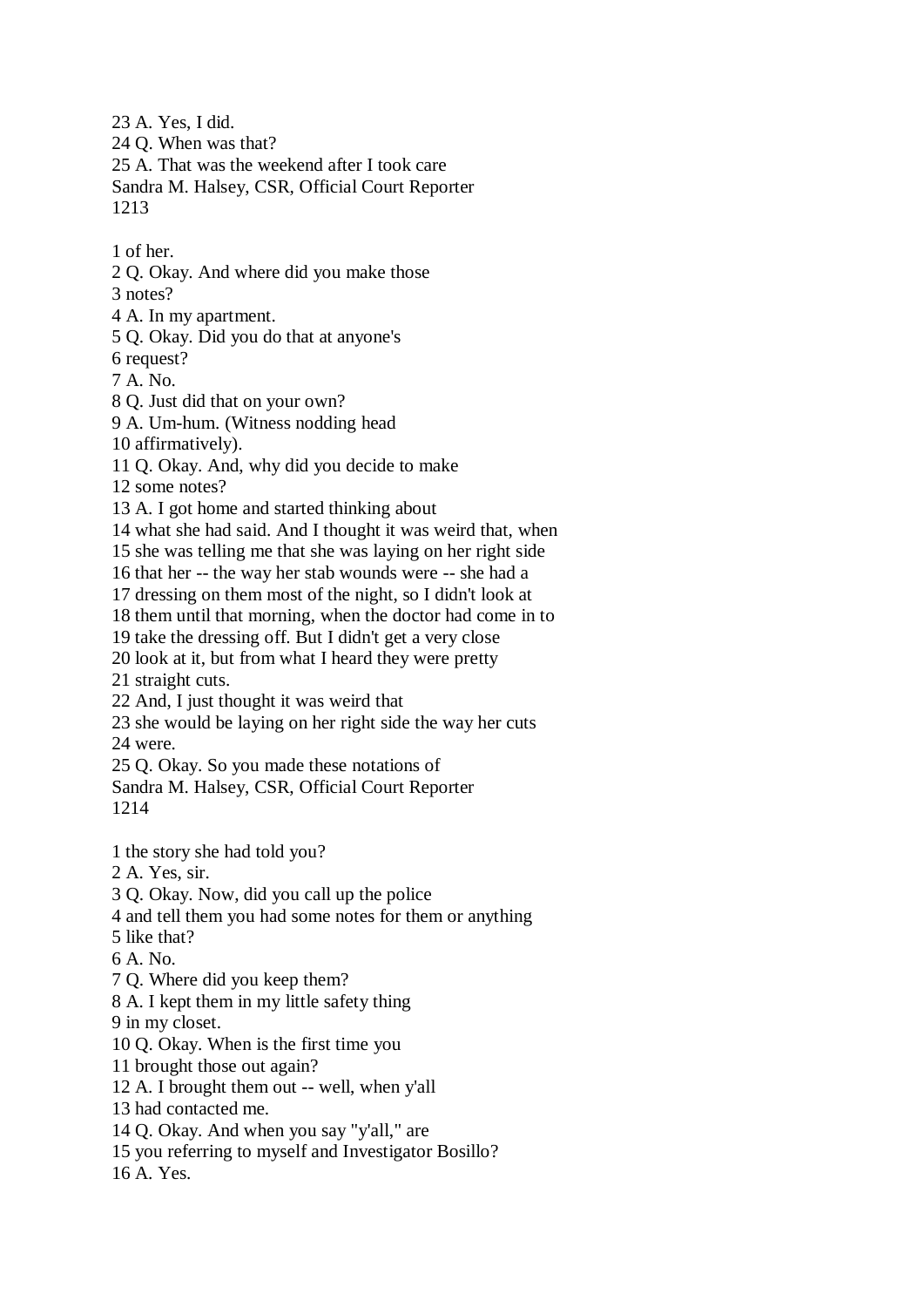23 A. Yes, I did.
24 Q. When was that?
25 A. That was the weekend after I took care

1 of her.
2 Q. Okay. And where did you make those
3 notes?
4 A. In my apartment.
5 Q. Okay. Did you do that at anyone's
6 request?
7 A. No.
8 Q. Just did that on your own?
9 A. Um-hum. (Witness nodding head
10 affirmatively).
11 Q. Okay. And, why did you decide to make
12 some notes?
13 A. I got home and started thinking about
14 what she had said. And I thought it was weird that, when
15 she was telling me that she was laying on her right side
16 that her -- the way her stab wounds were -- she had a
17 dressing on them most of the night, so I didn't look at
18 them until that morning, when the doctor had come in to
19 take the dressing off. But I didn't get a very close
20 look at it, but from what I heard they were pretty
21 straight cuts.
22 And, I just thought it was weird that
23 she would be laying on her right side the way her cuts
24 were.
25 Q. Okay. So you made these notations of

1 the story she had told you?
2 A. Yes, sir.
3 Q. Okay. Now, did you call up the police
4 and tell them you had some notes for them or anything
5 like that?
6 A. No.
7 Q. Where did you keep them?
8 A. I kept them in my little safety thing
9 in my closet.
10 Q. Okay. When is the first time you
11 brought those out again?
12 A. I brought them out -- well, when y'all
13 had contacted me.
14 Q. Okay. And when you say "y'all," are
15 you referring to myself and Investigator Bosillo?
16 A. Yes.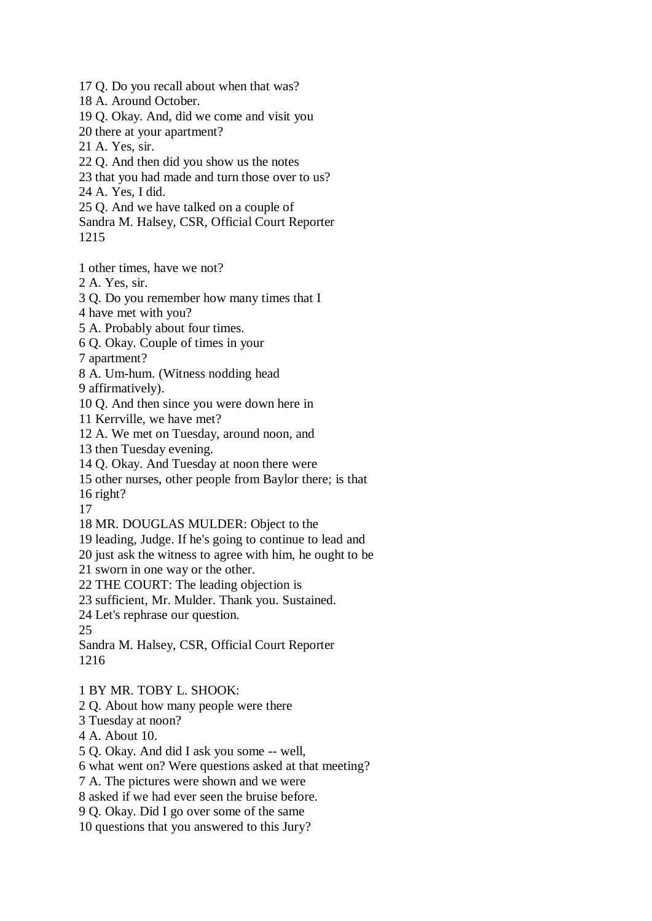17 Q. Do you recall about when that was?
18 A. Around October.
19 Q. Okay. And, did we come and visit you
20 there at your apartment?
21 A. Yes, sir.
22 Q. And then did you show us the notes
23 that you had made and turn those over to us?
24 A. Yes, I did.
25 Q. And we have talked on a couple of
Sandra M. Halsey, CSR, Official Court Reporter

1 other times, have we not?
2 A. Yes, sir.
3 Q. Do you remember how many times that I
4 have met with you?
5 A. Probably about four times.
6 Q. Okay. Couple of times in your
7 apartment?
8 A. Um-hum. (Witness nodding head
9 affirmatively).
10 Q. And then since you were down here in
11 Kerrville, we have met?
12 A. We met on Tuesday, around noon, and
13 then Tuesday evening.
14 Q. Okay. And Tuesday at noon there were
15 other nurses, other people from Baylor there; is that
16 right?
17
18 MR. DOUGLAS MULDER: Object to the
19 leading, Judge. If he's going to continue to lead and
20 just ask the witness to agree with him, he ought to be
21 sworn in one way or the other.
22 THE COURT: The leading objection is
23 sufficient, Mr. Mulder. Thank you. Sustained.
24 Let's rephrase our question.
25
Sandra M. Halsey, CSR, Official Court Reporter

1 BY MR. TOBY L. SHOOK:
2 Q. About how many people were there
3 Tuesday at noon?
4 A. About 10.
5 Q. Okay. And did I ask you some -- well,
6 what went on? Were questions asked at that meeting?
7 A. The pictures were shown and we were
8 asked if we had ever seen the bruise before.
9 Q. Okay. Did I go over some of the same
10 questions that you answered to this Jury?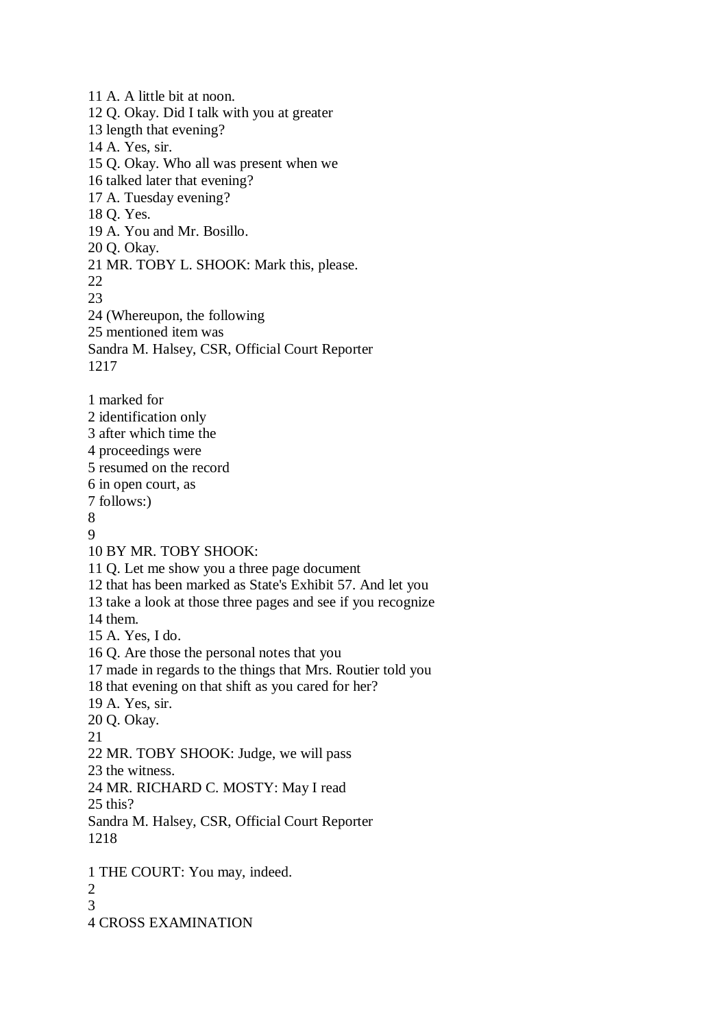11 A. A little bit at noon.
12 Q. Okay. Did I talk with you at greater
13 length that evening?
14 A. Yes, sir.
15 Q. Okay. Who all was present when we
16 talked later that evening?
17 A. Tuesday evening?
18 Q. Yes.
19 A. You and Mr. Bosillo.
20 Q. Okay.
21 MR. TOBY L. SHOOK: Mark this, please.
22
23
24 (Whereupon, the following
25 mentioned item was
Sandra M. Halsey, CSR, Official Court Reporter
1217

1 marked for
2 identification only
3 after which time the
4 proceedings were
5 resumed on the record
6 in open court, as
7 follows:)
8
9
10 BY MR. TOBY SHOOK:
11 Q. Let me show you a three page document
12 that has been marked as State's Exhibit 57. And let you
13 take a look at those three pages and see if you recognize
14 them.
15 A. Yes, I do.
16 Q. Are those the personal notes that you
17 made in regards to the things that Mrs. Routier told you
18 that evening on that shift as you cared for her?
19 A. Yes, sir.
20 Q. Okay.
21
22 MR. TOBY SHOOK: Judge, we will pass
23 the witness.
24 MR. RICHARD C. MOSTY: May I read
25 this?
Sandra M. Halsey, CSR, Official Court Reporter
1218

1 THE COURT: You may, indeed.
2
3
4 CROSS EXAMINATION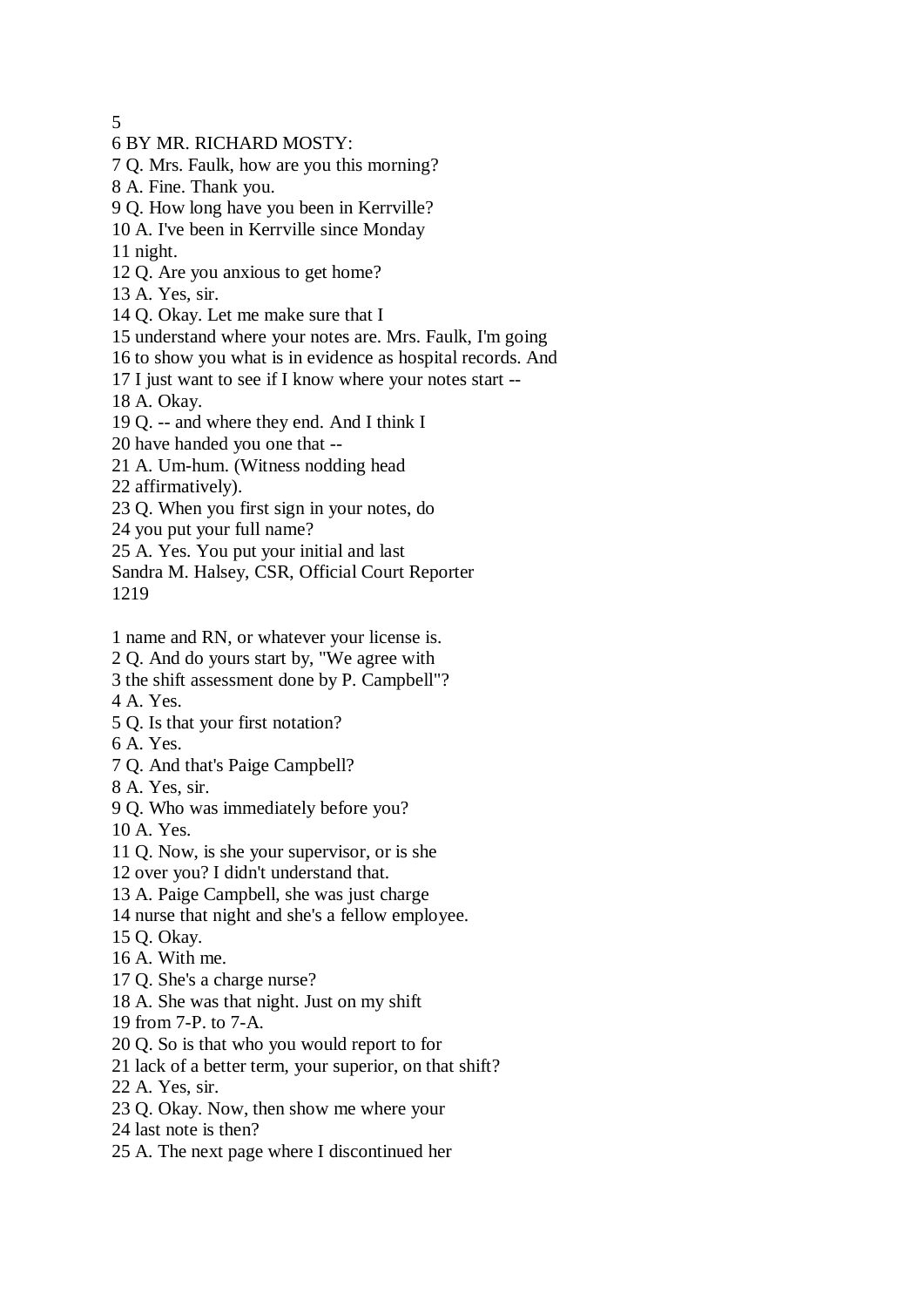5

6 BY MR. RICHARD MOSTY:

7 Q. Mrs. Faulk, how are you this morning?

8 A. Fine. Thank you.

9 Q. How long have you been in Kerrville?

10 A. I've been in Kerrville since Monday

11 night.

12 Q. Are you anxious to get home?

13 A. Yes, sir.

14 Q. Okay. Let me make sure that I

15 understand where your notes are. Mrs. Faulk, I'm going

16 to show you what is in evidence as hospital records. And

17 I just want to see if I know where your notes start --

18 A. Okay.

19 Q. -- and where they end. And I think I

20 have handed you one that --

21 A. Um-hum. (Witness nodding head

22 affirmatively).

23 Q. When you first sign in your notes, do

24 you put your full name?

25 A. Yes. You put your initial and last

1 name and RN, or whatever your license is.

2 Q. And do yours start by, "We agree with

3 the shift assessment done by P. Campbell"?

4 A. Yes.

5 Q. Is that your first notation?

6 A. Yes.

7 Q. And that's Paige Campbell?

8 A. Yes, sir.

9 Q. Who was immediately before you?

10 A. Yes.

11 Q. Now, is she your supervisor, or is she

12 over you? I didn't understand that.

13 A. Paige Campbell, she was just charge

14 nurse that night and she's a fellow employee.

15 Q. Okay.

16 A. With me.

17 Q. She's a charge nurse?

18 A. She was that night. Just on my shift

19 from 7-P. to 7-A.

20 Q. So is that who you would report to for

21 lack of a better term, your superior, on that shift?

22 A. Yes, sir.

23 Q. Okay. Now, then show me where your

24 last note is then?

25 A. The next page where I discontinued her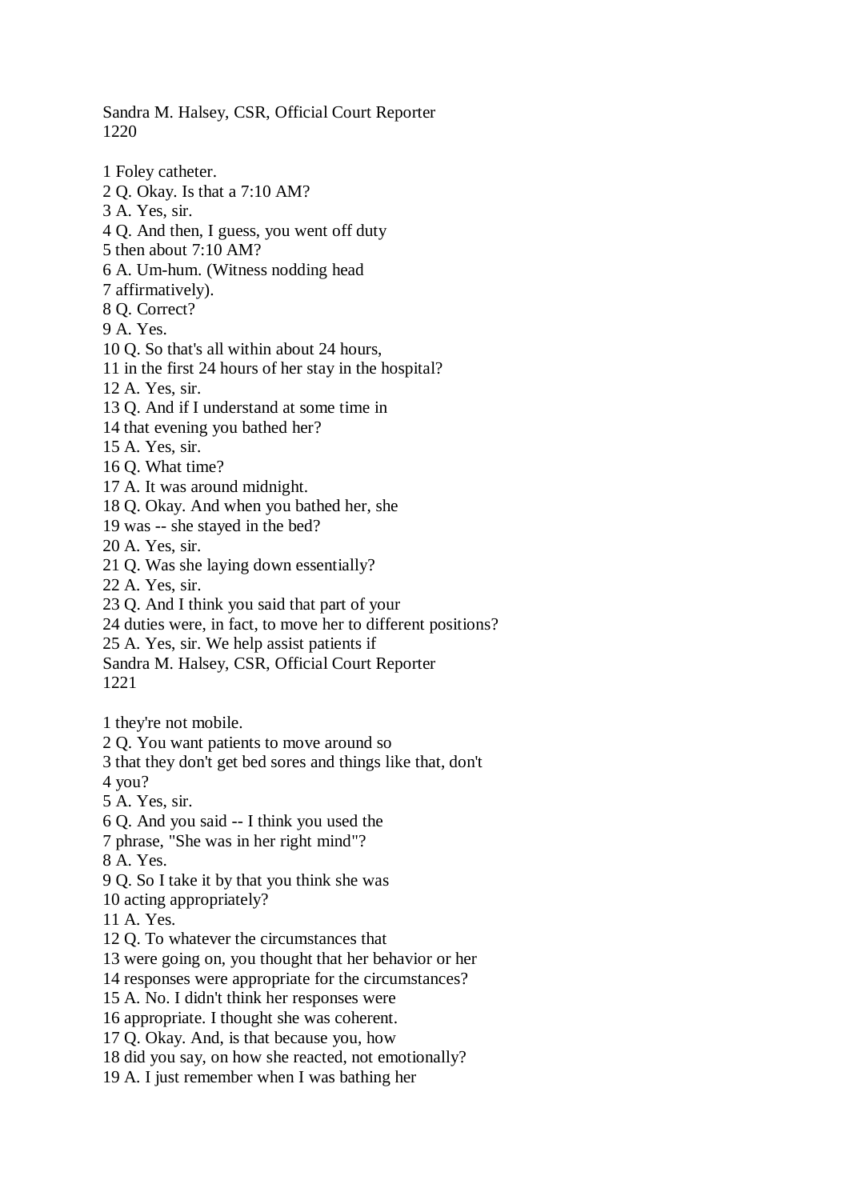1 Foley catheter.
2 Q. Okay. Is that a 7:10 AM?
3 A. Yes, sir.
4 Q. And then, I guess, you went off duty
5 then about 7:10 AM?
6 A. Um-hum. (Witness nodding head
7 affirmatively).
8 Q. Correct?
9 A. Yes.
10 Q. So that's all within about 24 hours,
11 in the first 24 hours of her stay in the hospital?
12 A. Yes, sir.
13 Q. And if I understand at some time in
14 that evening you bathed her?
15 A. Yes, sir.
16 Q. What time?
17 A. It was around midnight.
18 Q. Okay. And when you bathed her, she
19 was -- she stayed in the bed?
20 A. Yes, sir.
21 Q. Was she laying down essentially?
22 A. Yes, sir.
23 Q. And I think you said that part of your
24 duties were, in fact, to move her to different positions?
25 A. Yes, sir. We help assist patients if

1 they're not mobile.
2 Q. You want patients to move around so
3 that they don't get bed sores and things like that, don't
4 you?
5 A. Yes, sir.
6 Q. And you said -- I think you used the
7 phrase, "She was in her right mind"?
8 A. Yes.
9 Q. So I take it by that you think she was
10 acting appropriately?
11 A. Yes.
12 Q. To whatever the circumstances that
13 were going on, you thought that her behavior or her
14 responses were appropriate for the circumstances?
15 A. No. I didn't think her responses were
16 appropriate. I thought she was coherent.
17 Q. Okay. And, is that because you, how
18 did you say, on how she reacted, not emotionally?
19 A. I just remember when I was bathing her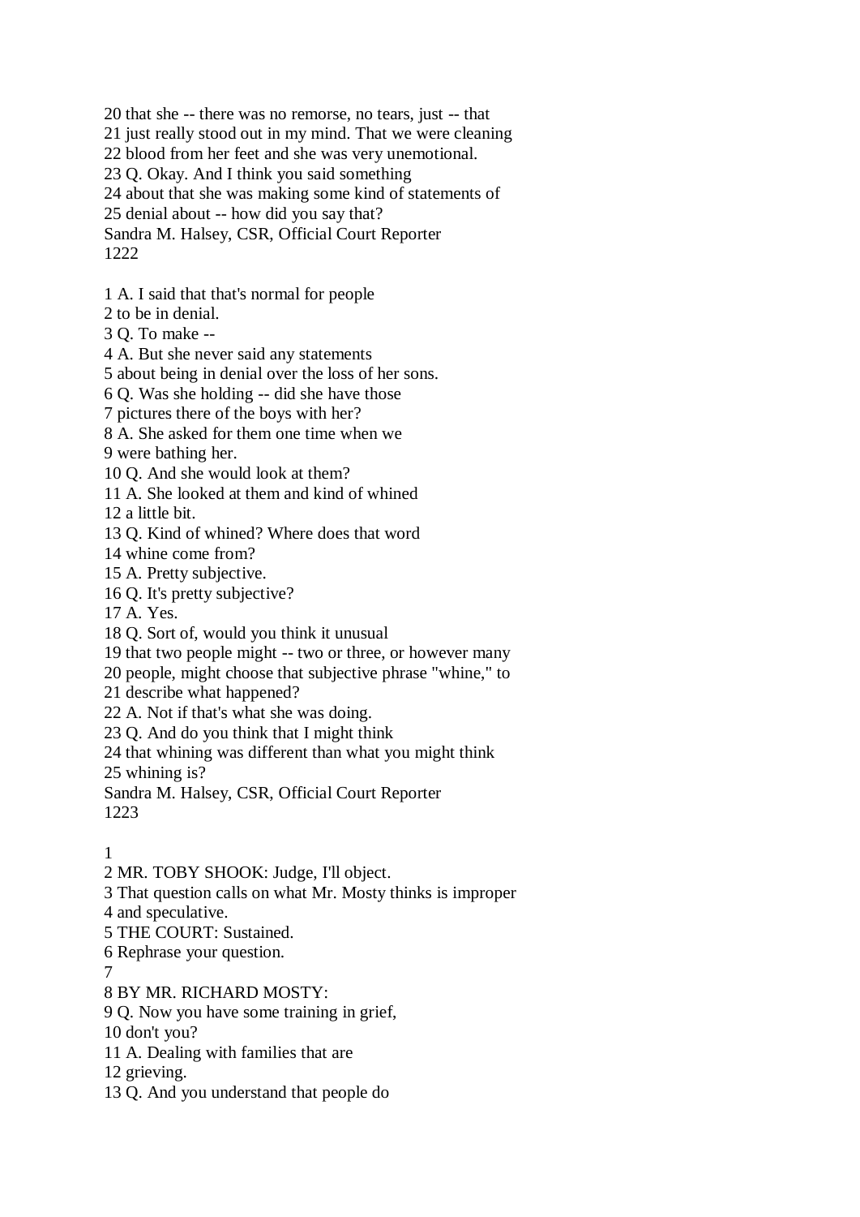20 that she -- there was no remorse, no tears, just -- that
21 just really stood out in my mind. That we were cleaning
22 blood from her feet and she was very unemotional.
23 Q. Okay. And I think you said something
24 about that she was making some kind of statements of
25 denial about -- how did you say that?
Sandra M. Halsey, CSR, Official Court Reporter
1222

1 A. I said that that's normal for people
2 to be in denial.
3 Q. To make --
4 A. But she never said any statements
5 about being in denial over the loss of her sons.
6 Q. Was she holding -- did she have those
7 pictures there of the boys with her?
8 A. She asked for them one time when we
9 were bathing her.
10 Q. And she would look at them?
11 A. She looked at them and kind of whined
12 a little bit.
13 Q. Kind of whined? Where does that word
14 whine come from?
15 A. Pretty subjective.
16 Q. It's pretty subjective?
17 A. Yes.
18 Q. Sort of, would you think it unusual
19 that two people might -- two or three, or however many
20 people, might choose that subjective phrase "whine," to
21 describe what happened?
22 A. Not if that's what she was doing.
23 Q. And do you think that I might think
24 that whining was different than what you might think
25 whining is?
Sandra M. Halsey, CSR, Official Court Reporter
1223

1
2 MR. TOBY SHOOK: Judge, I'll object.
3 That question calls on what Mr. Mosty thinks is improper
4 and speculative.
5 THE COURT: Sustained.
6 Rephrase your question.
7
8 BY MR. RICHARD MOSTY:
9 Q. Now you have some training in grief,
10 don't you?
11 A. Dealing with families that are
12 grieving.
13 Q. And you understand that people do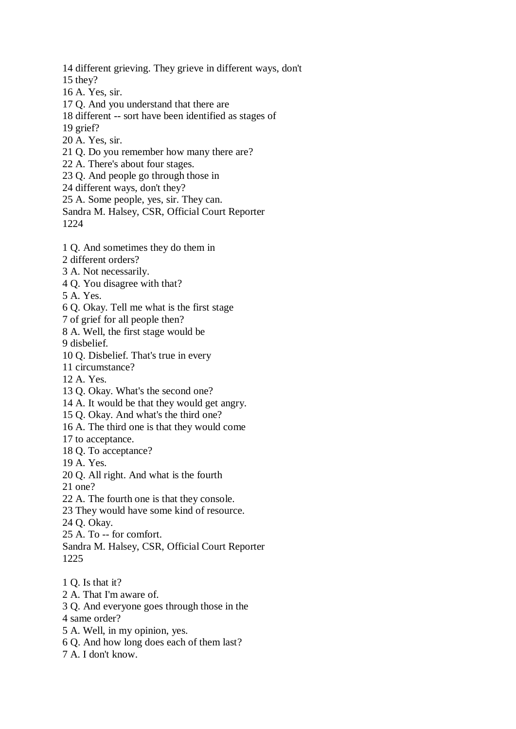14 different grieving. They grieve in different ways, don't
15 they?
16 A. Yes, sir.
17 Q. And you understand that there are
18 different -- sort have been identified as stages of
19 grief?
20 A. Yes, sir.
21 Q. Do you remember how many there are?
22 A. There's about four stages.
23 Q. And people go through those in
24 different ways, don't they?
25 A. Some people, yes, sir. They can.
Sandra M. Halsey, CSR, Official Court Reporter
1224

1 Q. And sometimes they do them in
2 different orders?
3 A. Not necessarily.
4 Q. You disagree with that?
5 A. Yes.
6 Q. Okay. Tell me what is the first stage
7 of grief for all people then?
8 A. Well, the first stage would be
9 disbelief.
10 Q. Disbelief. That's true in every
11 circumstance?
12 A. Yes.
13 Q. Okay. What's the second one?
14 A. It would be that they would get angry.
15 Q. Okay. And what's the third one?
16 A. The third one is that they would come
17 to acceptance.
18 Q. To acceptance?
19 A. Yes.
20 Q. All right. And what is the fourth
21 one?
22 A. The fourth one is that they console.
23 They would have some kind of resource.
24 Q. Okay.
25 A. To -- for comfort.
Sandra M. Halsey, CSR, Official Court Reporter
1225

1 Q. Is that it?
2 A. That I'm aware of.
3 Q. And everyone goes through those in the
4 same order?
5 A. Well, in my opinion, yes.
6 Q. And how long does each of them last?
7 A. I don't know.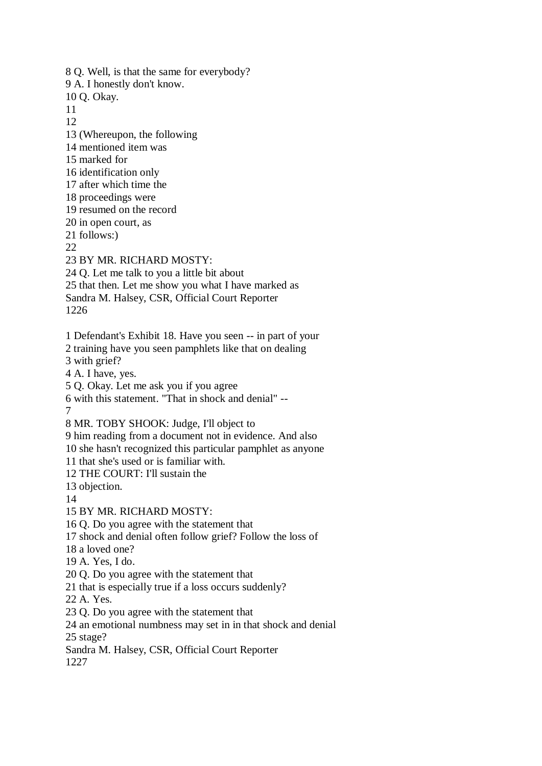8 Q. Well, is that the same for everybody?
9 A. I honestly don't know.
10 Q. Okay.
11
12
13 (Whereupon, the following
14 mentioned item was
15 marked for
16 identification only
17 after which time the
18 proceedings were
19 resumed on the record
20 in open court, as
21 follows:)
22
23 BY MR. RICHARD MOSTY:
24 Q. Let me talk to you a little bit about
25 that then. Let me show you what I have marked as
Sandra M. Halsey, CSR, Official Court Reporter
1226

1 Defendant's Exhibit 18. Have you seen -- in part of your
2 training have you seen pamphlets like that on dealing
3 with grief?
4 A. I have, yes.
5 Q. Okay. Let me ask you if you agree
6 with this statement. "That in shock and denial" --
7
8 MR. TOBY SHOOK: Judge, I'll object to
9 him reading from a document not in evidence. And also
10 she hasn't recognized this particular pamphlet as anyone
11 that she's used or is familiar with.
12 THE COURT: I'll sustain the
13 objection.
14
15 BY MR. RICHARD MOSTY:
16 Q. Do you agree with the statement that
17 shock and denial often follow grief? Follow the loss of
18 a loved one?
19 A. Yes, I do.
20 Q. Do you agree with the statement that
21 that is especially true if a loss occurs suddenly?
22 A. Yes.
23 Q. Do you agree with the statement that
24 an emotional numbness may set in in that shock and denial
25 stage?
Sandra M. Halsey, CSR, Official Court Reporter
1227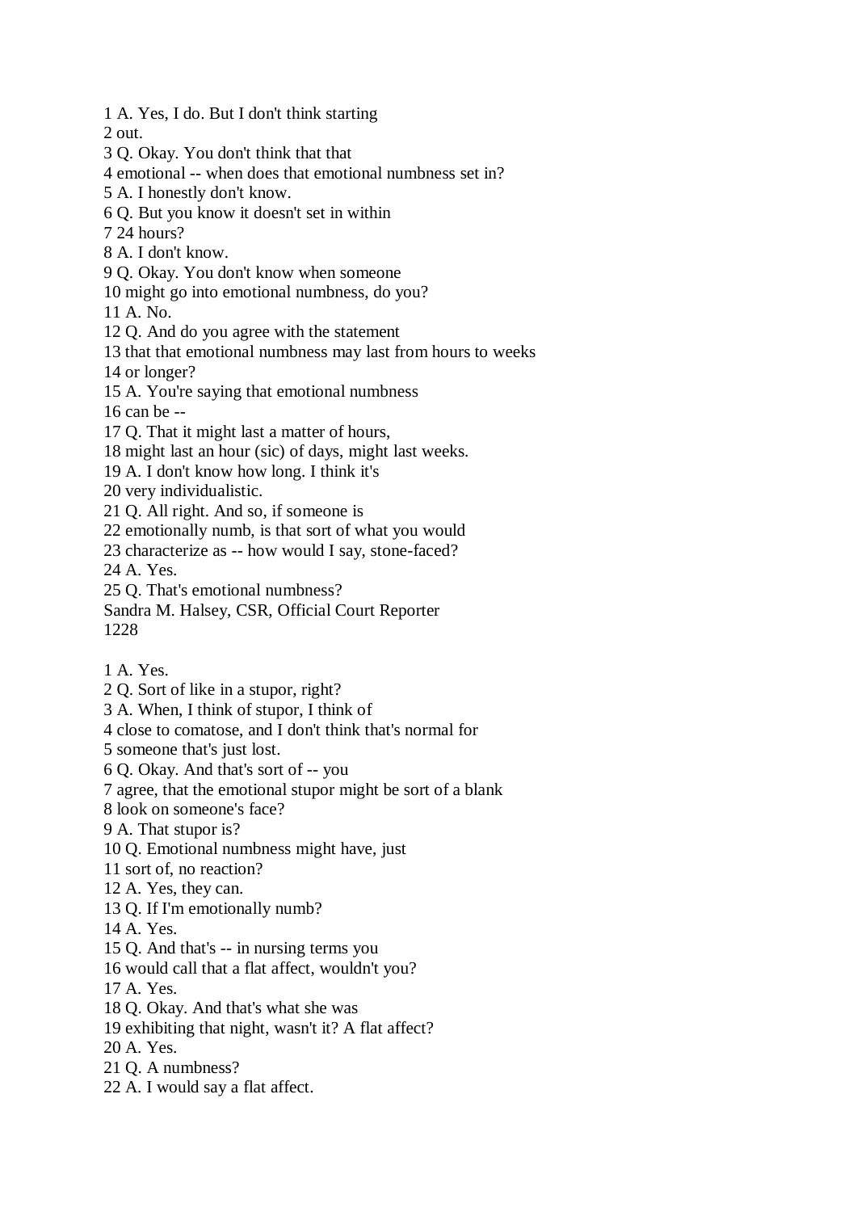1 A. Yes, I do. But I don't think starting
2 out.
3 Q. Okay. You don't think that that
4 emotional -- when does that emotional numbness set in?
5 A. I honestly don't know.
6 Q. But you know it doesn't set in within
7 24 hours?
8 A. I don't know.
9 Q. Okay. You don't know when someone
10 might go into emotional numbness, do you?
11 A. No.
12 Q. And do you agree with the statement
13 that that emotional numbness may last from hours to weeks
14 or longer?
15 A. You're saying that emotional numbness
16 can be --
17 Q. That it might last a matter of hours,
18 might last an hour (sic) of days, might last weeks.
19 A. I don't know how long. I think it's
20 very individualistic.
21 Q. All right. And so, if someone is
22 emotionally numb, is that sort of what you would
23 characterize as -- how would I say, stone-faced?
24 A. Yes.
25 Q. That's emotional numbness?
Sandra M. Halsey, CSR, Official Court Reporter

1 A. Yes.
2 Q. Sort of like in a stupor, right?
3 A. When, I think of stupor, I think of
4 close to comatose, and I don't think that's normal for
5 someone that's just lost.
6 Q. Okay. And that's sort of -- you
7 agree, that the emotional stupor might be sort of a blank
8 look on someone's face?
9 A. That stupor is?
10 Q. Emotional numbness might have, just
11 sort of, no reaction?
12 A. Yes, they can.
13 Q. If I'm emotionally numb?
14 A. Yes.
15 Q. And that's -- in nursing terms you
16 would call that a flat affect, wouldn't you?
17 A. Yes.
18 Q. Okay. And that's what she was
19 exhibiting that night, wasn't it? A flat affect?
20 A. Yes.
21 Q. A numbness?
22 A. I would say a flat affect.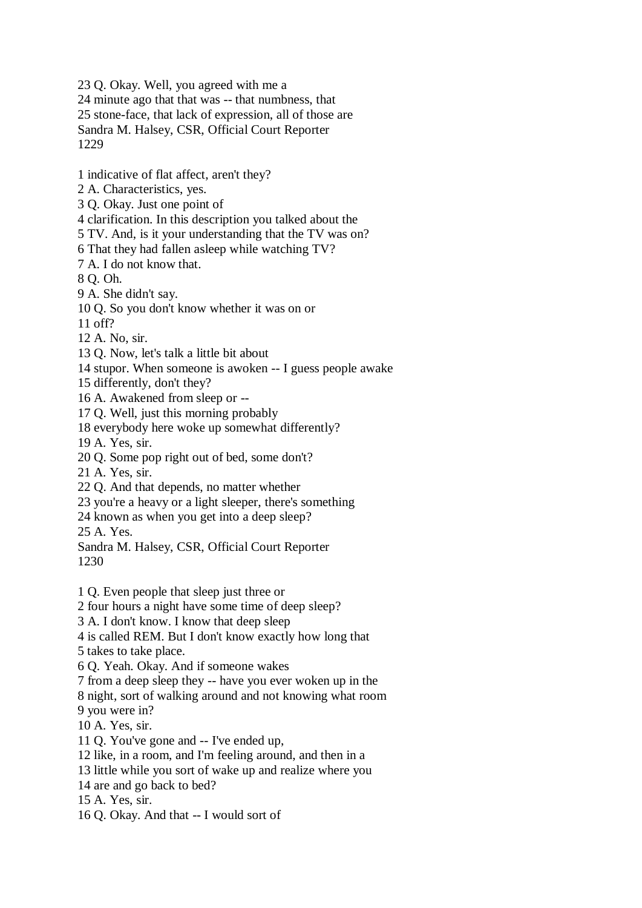23 Q. Okay. Well, you agreed with me a
24 minute ago that that was -- that numbness, that
25 stone-face, that lack of expression, all of those are
Sandra M. Halsey, CSR, Official Court Reporter
1229

1 indicative of flat affect, aren't they?
2 A. Characteristics, yes.
3 Q. Okay. Just one point of
4 clarification. In this description you talked about the
5 TV. And, is it your understanding that the TV was on?
6 That they had fallen asleep while watching TV?
7 A. I do not know that.
8 Q. Oh.
9 A. She didn't say.
10 Q. So you don't know whether it was on or
11 off?
12 A. No, sir.
13 Q. Now, let's talk a little bit about
14 stupor. When someone is awoken -- I guess people awake
15 differently, don't they?
16 A. Awakened from sleep or --
17 Q. Well, just this morning probably
18 everybody here woke up somewhat differently?
19 A. Yes, sir.
20 Q. Some pop right out of bed, some don't?
21 A. Yes, sir.
22 Q. And that depends, no matter whether
23 you're a heavy or a light sleeper, there's something
24 known as when you get into a deep sleep?
25 A. Yes.
Sandra M. Halsey, CSR, Official Court Reporter
1230

1 Q. Even people that sleep just three or
2 four hours a night have some time of deep sleep?
3 A. I don't know. I know that deep sleep
4 is called REM. But I don't know exactly how long that
5 takes to take place.
6 Q. Yeah. Okay. And if someone wakes
7 from a deep sleep they -- have you ever woken up in the
8 night, sort of walking around and not knowing what room
9 you were in?
10 A. Yes, sir.
11 Q. You've gone and -- I've ended up,
12 like, in a room, and I'm feeling around, and then in a
13 little while you sort of wake up and realize where you
14 are and go back to bed?
15 A. Yes, sir.
16 Q. Okay. And that -- I would sort of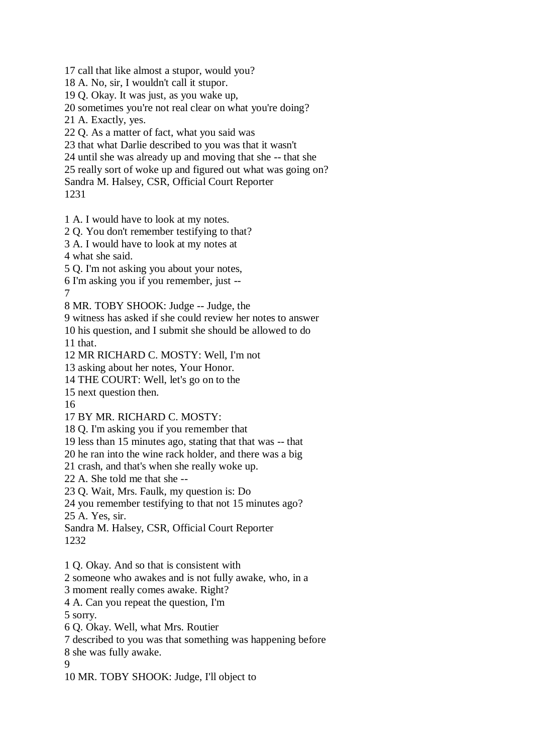17 call that like almost a stupor, would you?
18 A. No, sir, I wouldn't call it stupor.
19 Q. Okay. It was just, as you wake up,
20 sometimes you're not real clear on what you're doing?
21 A. Exactly, yes.
22 Q. As a matter of fact, what you said was
23 that what Darlie described to you was that it wasn't
24 until she was already up and moving that she -- that she
25 really sort of woke up and figured out what was going on?
Sandra M. Halsey, CSR, Official Court Reporter

1 A. I would have to look at my notes.
2 Q. You don't remember testifying to that?
3 A. I would have to look at my notes at
4 what she said.
5 Q. I'm not asking you about your notes,
6 I'm asking you if you remember, just --
7
8 MR. TOBY SHOOK: Judge -- Judge, the
9 witness has asked if she could review her notes to answer
10 his question, and I submit she should be allowed to do
11 that.
12 MR RICHARD C. MOSTY: Well, I'm not
13 asking about her notes, Your Honor.
14 THE COURT: Well, let's go on to the
15 next question then.
16
17 BY MR. RICHARD C. MOSTY:
18 Q. I'm asking you if you remember that
19 less than 15 minutes ago, stating that that was -- that
20 he ran into the wine rack holder, and there was a big
21 crash, and that's when she really woke up.
22 A. She told me that she --
23 Q. Wait, Mrs. Faulk, my question is: Do
24 you remember testifying to that not 15 minutes ago?
25 A. Yes, sir.
Sandra M. Halsey, CSR, Official Court Reporter

1 Q. Okay. And so that is consistent with
2 someone who awakes and is not fully awake, who, in a
3 moment really comes awake. Right?
4 A. Can you repeat the question, I'm
5 sorry.
6 Q. Okay. Well, what Mrs. Routier
7 described to you was that something was happening before
8 she was fully awake.
9
10 MR. TOBY SHOOK: Judge, I'll object to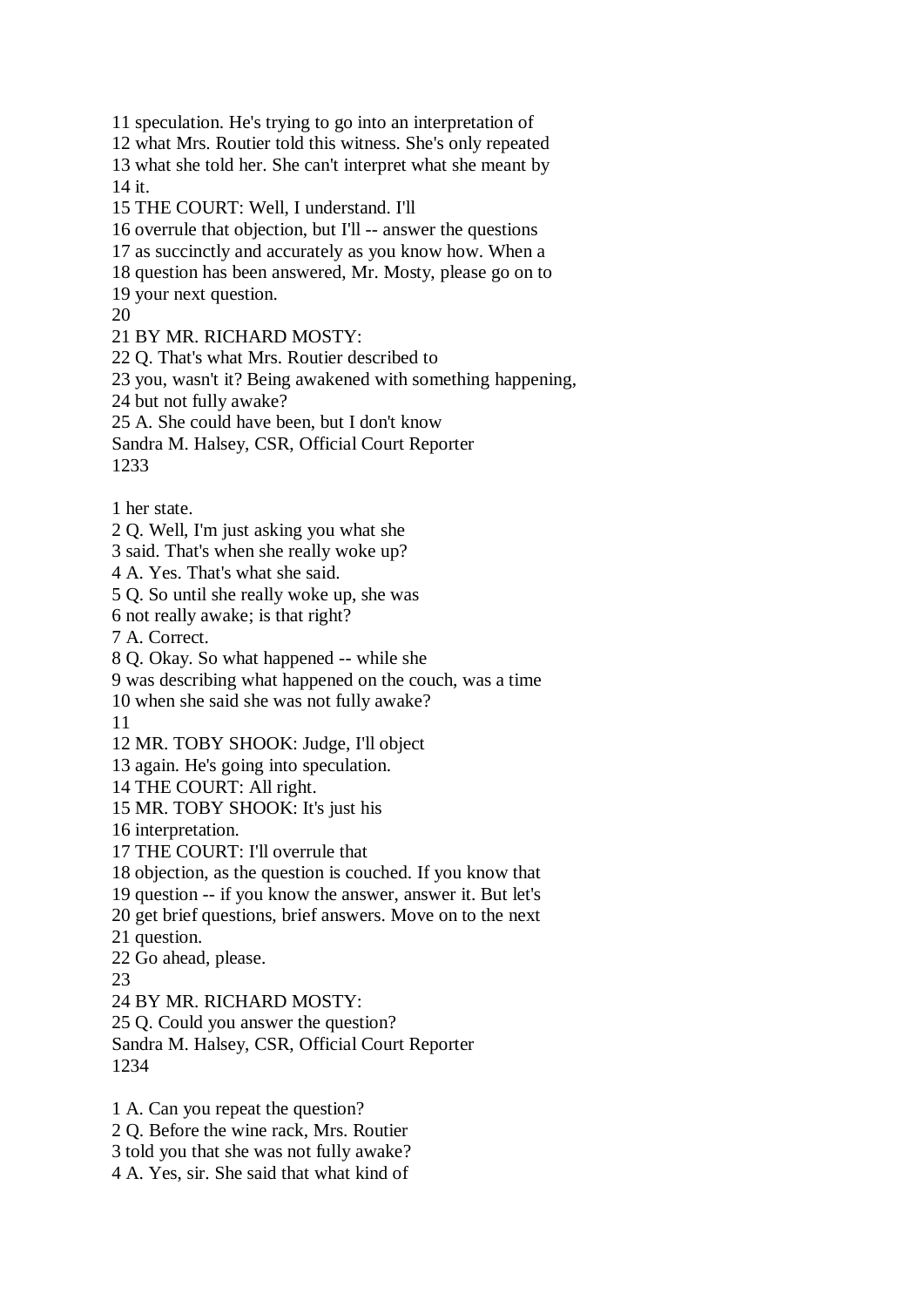11 speculation. He's trying to go into an interpretation of
12 what Mrs. Routier told this witness. She's only repeated
13 what she told her. She can't interpret what she meant by
14 it.
15 THE COURT: Well, I understand. I'll
16 overrule that objection, but I'll -- answer the questions
17 as succinctly and accurately as you know how. When a
18 question has been answered, Mr. Mosty, please go on to
19 your next question.
20
21 BY MR. RICHARD MOSTY:
22 Q. That's what Mrs. Routier described to
23 you, wasn't it? Being awakened with something happening,
24 but not fully awake?
25 A. She could have been, but I don't know
Sandra M. Halsey, CSR, Official Court Reporter

1 her state.
2 Q. Well, I'm just asking you what she
3 said. That's when she really woke up?
4 A. Yes. That's what she said.
5 Q. So until she really woke up, she was
6 not really awake; is that right?
7 A. Correct.
8 Q. Okay. So what happened -- while she
9 was describing what happened on the couch, was a time
10 when she said she was not fully awake?
11
12 MR. TOBY SHOOK: Judge, I'll object
13 again. He's going into speculation.
14 THE COURT: All right.
15 MR. TOBY SHOOK: It's just his
16 interpretation.
17 THE COURT: I'll overrule that
18 objection, as the question is couched. If you know that
19 question -- if you know the answer, answer it. But let's
20 get brief questions, brief answers. Move on to the next
21 question.
22 Go ahead, please.
23
24 BY MR. RICHARD MOSTY:
25 Q. Could you answer the question?
Sandra M. Halsey, CSR, Official Court Reporter

1 A. Can you repeat the question?
2 Q. Before the wine rack, Mrs. Routier
3 told you that she was not fully awake?
4 A. Yes, sir. She said that what kind of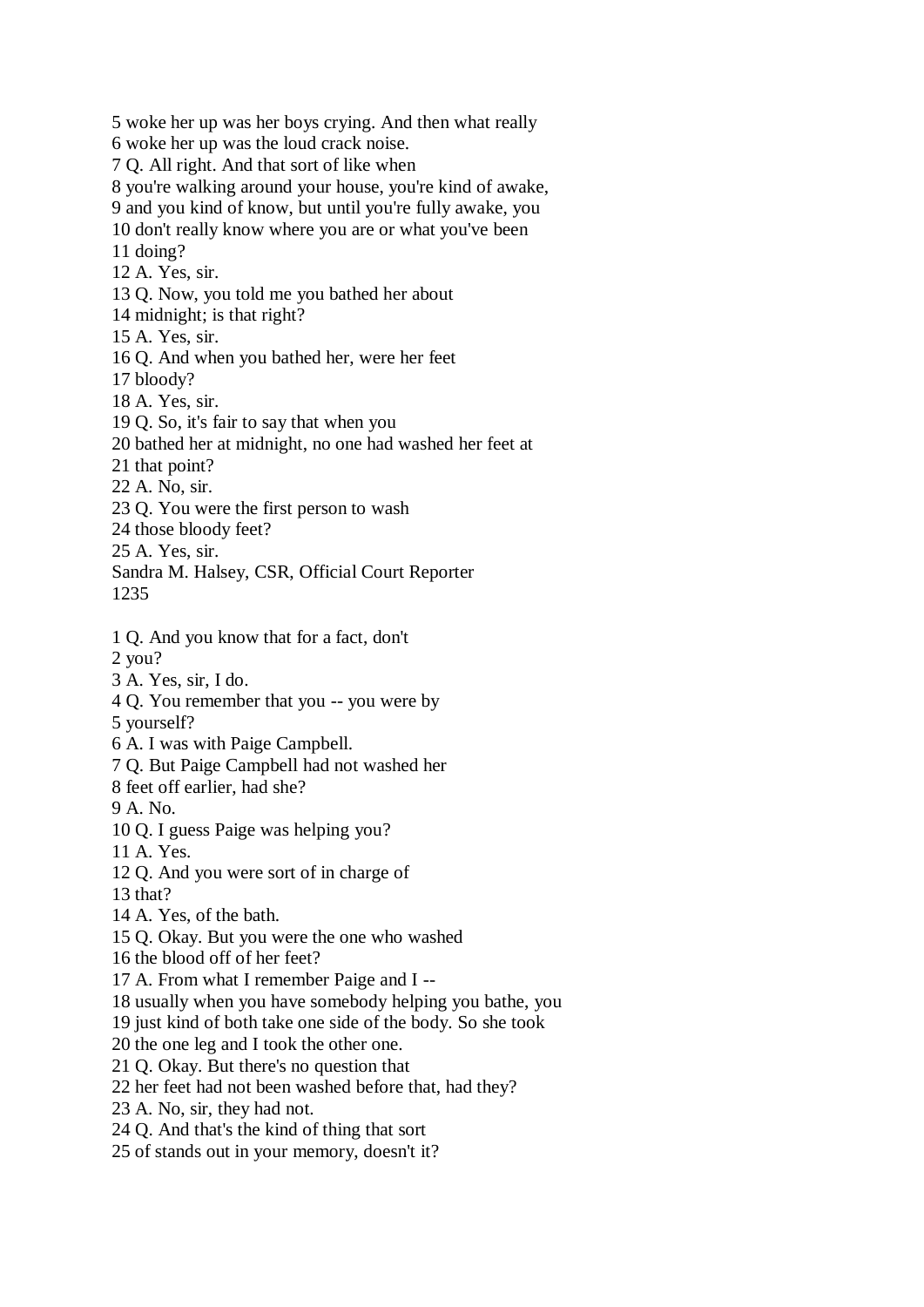5 woke her up was her boys crying. And then what really
6 woke her up was the loud crack noise.
7 Q. All right. And that sort of like when
8 you're walking around your house, you're kind of awake,
9 and you kind of know, but until you're fully awake, you
10 don't really know where you are or what you've been
11 doing?
12 A. Yes, sir.
13 Q. Now, you told me you bathed her about
14 midnight; is that right?
15 A. Yes, sir.
16 Q. And when you bathed her, were her feet
17 bloody?
18 A. Yes, sir.
19 Q. So, it's fair to say that when you
20 bathed her at midnight, no one had washed her feet at
21 that point?
22 A. No, sir.
23 Q. You were the first person to wash
24 those bloody feet?
25 A. Yes, sir.
Sandra M. Halsey, CSR, Official Court Reporter
1235

1 Q. And you know that for a fact, don't
2 you?
3 A. Yes, sir, I do.
4 Q. You remember that you -- you were by
5 yourself?
6 A. I was with Paige Campbell.
7 Q. But Paige Campbell had not washed her
8 feet off earlier, had she?
9 A. No.
10 Q. I guess Paige was helping you?
11 A. Yes.
12 Q. And you were sort of in charge of
13 that?
14 A. Yes, of the bath.
15 Q. Okay. But you were the one who washed
16 the blood off of her feet?
17 A. From what I remember Paige and I --
18 usually when you have somebody helping you bathe, you
19 just kind of both take one side of the body. So she took
20 the one leg and I took the other one.
21 Q. Okay. But there's no question that
22 her feet had not been washed before that, had they?
23 A. No, sir, they had not.
24 Q. And that's the kind of thing that sort
25 of stands out in your memory, doesn't it?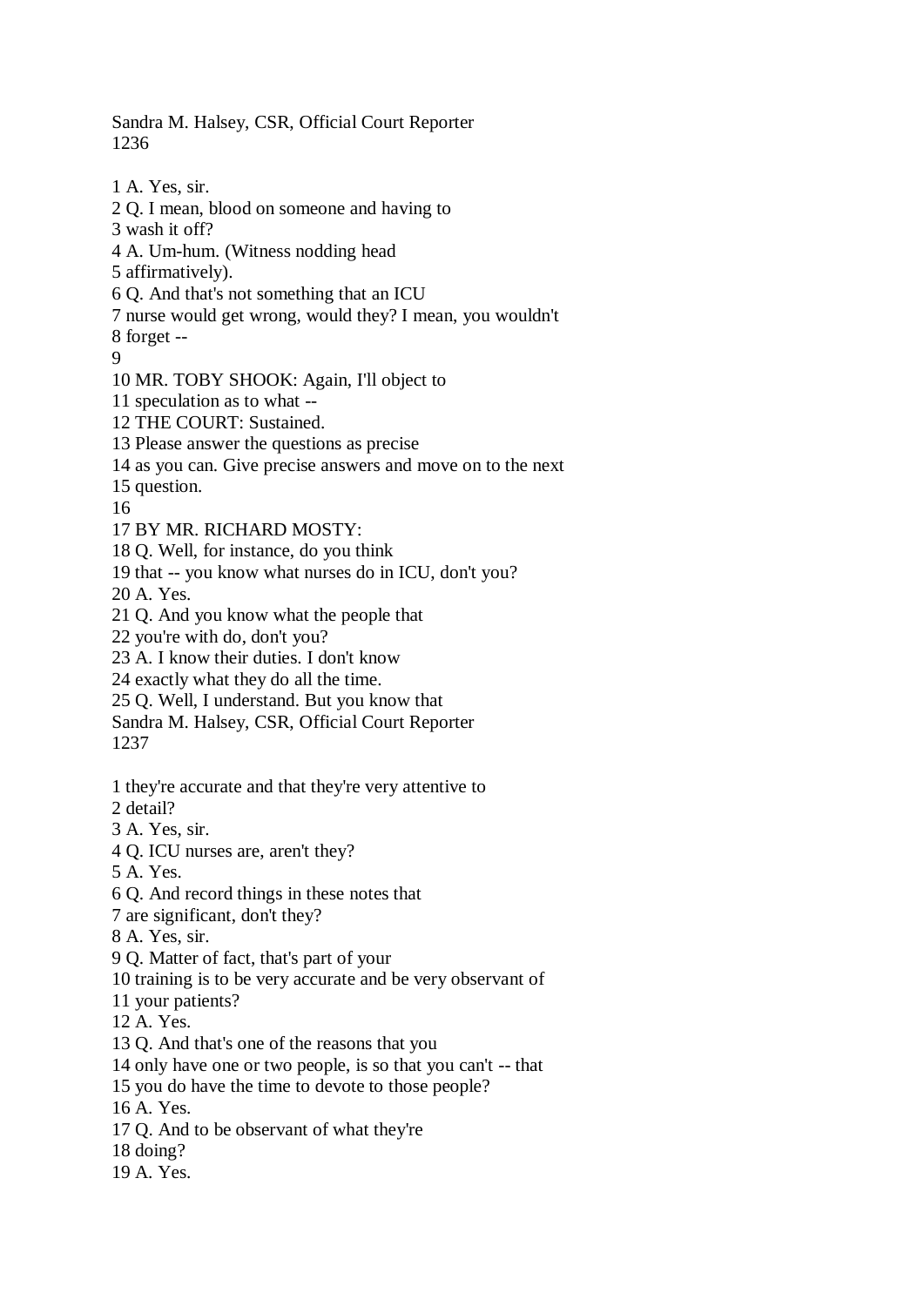1 A. Yes, sir.
2 Q. I mean, blood on someone and having to
3 wash it off?
4 A. Um-hum. (Witness nodding head
5 affirmatively).
6 Q. And that's not something that an ICU
7 nurse would get wrong, would they? I mean, you wouldn't
8 forget --
9
10 MR. TOBY SHOOK: Again, I'll object to
11 speculation as to what --
12 THE COURT: Sustained.
13 Please answer the questions as precise
14 as you can. Give precise answers and move on to the next
15 question.
16
17 BY MR. RICHARD MOSTY:
18 Q. Well, for instance, do you think
19 that -- you know what nurses do in ICU, don't you?
20 A. Yes.
21 Q. And you know what the people that
22 you're with do, don't you?
23 A. I know their duties. I don't know
24 exactly what they do all the time.
25 Q. Well, I understand. But you know that

1 they're accurate and that they're very attentive to
2 detail?
3 A. Yes, sir.
4 Q. ICU nurses are, aren't they?
5 A. Yes.
6 Q. And record things in these notes that
7 are significant, don't they?
8 A. Yes, sir.
9 Q. Matter of fact, that's part of your
10 training is to be very accurate and be very observant of
11 your patients?
12 A. Yes.
13 Q. And that's one of the reasons that you
14 only have one or two people, is so that you can't -- that
15 you do have the time to devote to those people?
16 A. Yes.
17 Q. And to be observant of what they're
18 doing?
19 A. Yes.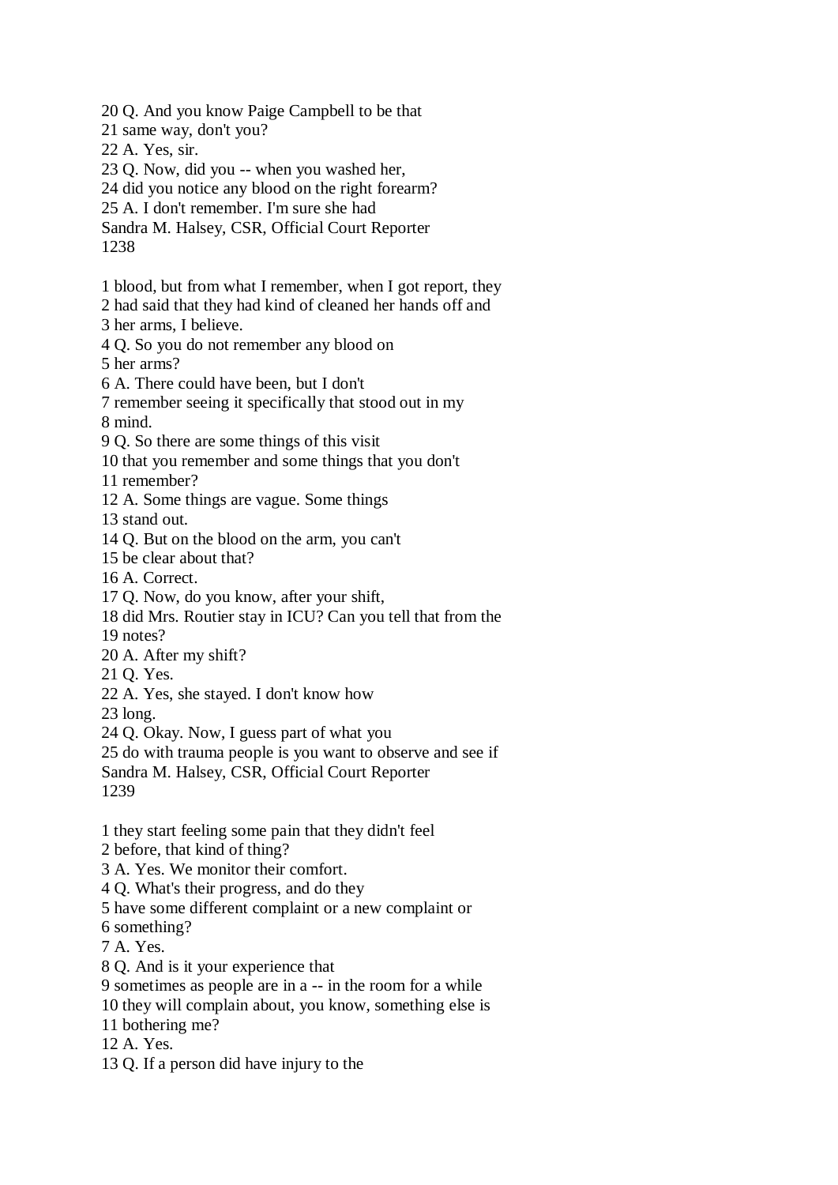20 Q. And you know Paige Campbell to be that
21 same way, don't you?
22 A. Yes, sir.
23 Q. Now, did you -- when you washed her,
24 did you notice any blood on the right forearm?
25 A. I don't remember. I'm sure she had

1 blood, but from what I remember, when I got report, they
2 had said that they had kind of cleaned her hands off and
3 her arms, I believe.
4 Q. So you do not remember any blood on
5 her arms?
6 A. There could have been, but I don't
7 remember seeing it specifically that stood out in my
8 mind.
9 Q. So there are some things of this visit
10 that you remember and some things that you don't
11 remember?
12 A. Some things are vague. Some things
13 stand out.
14 Q. But on the blood on the arm, you can't
15 be clear about that?
16 A. Correct.
17 Q. Now, do you know, after your shift,
18 did Mrs. Routier stay in ICU? Can you tell that from the
19 notes?
20 A. After my shift?
21 Q. Yes.
22 A. Yes, she stayed. I don't know how
23 long.
24 Q. Okay. Now, I guess part of what you
25 do with trauma people is you want to observe and see if

1 they start feeling some pain that they didn't feel
2 before, that kind of thing?
3 A. Yes. We monitor their comfort.
4 Q. What's their progress, and do they
5 have some different complaint or a new complaint or
6 something?
7 A. Yes.
8 Q. And is it your experience that
9 sometimes as people are in a -- in the room for a while
10 they will complain about, you know, something else is
11 bothering me?
12 A. Yes.
13 Q. If a person did have injury to the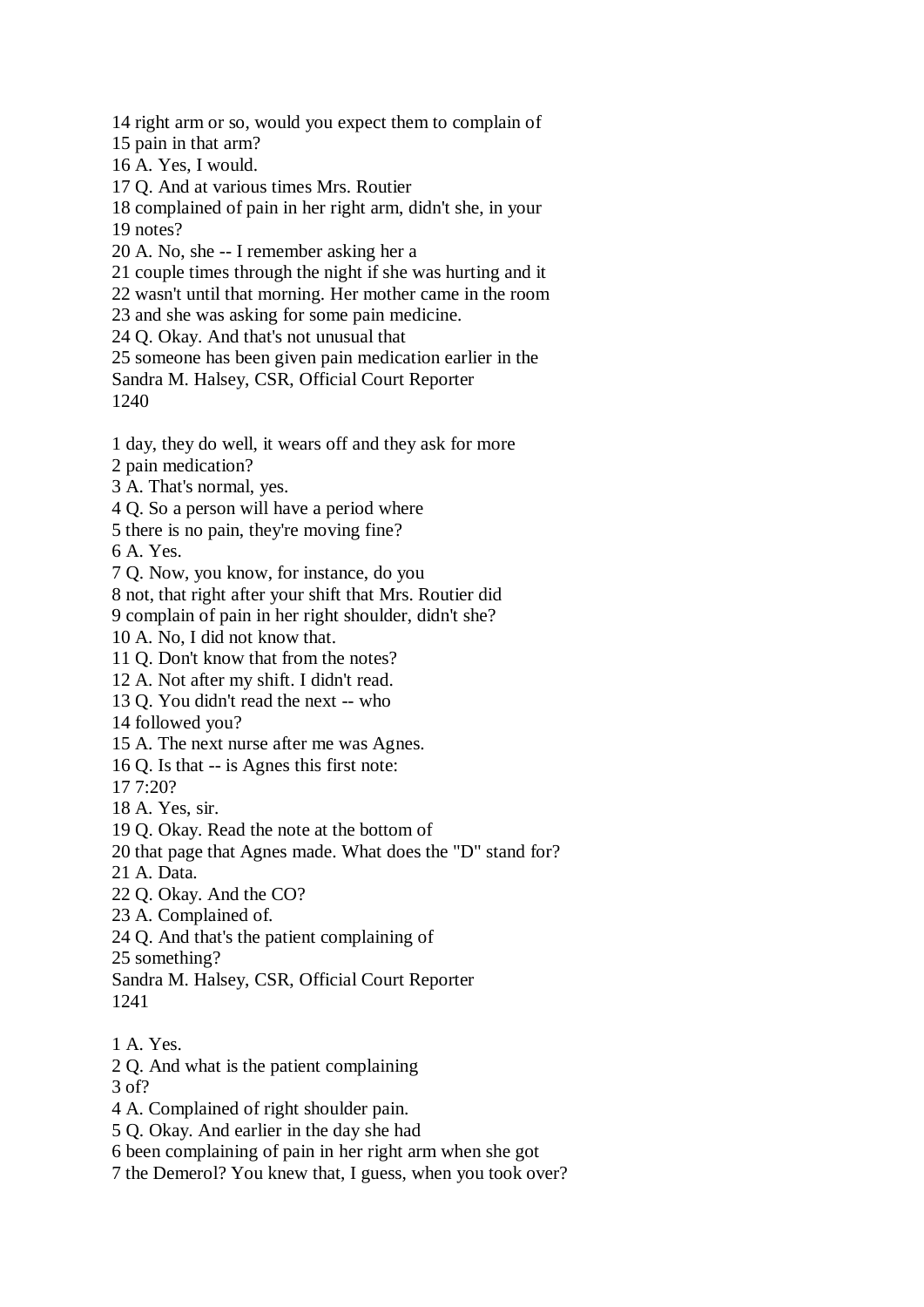14 right arm or so, would you expect them to complain of
15 pain in that arm?
16 A. Yes, I would.
17 Q. And at various times Mrs. Routier
18 complained of pain in her right arm, didn't she, in your
19 notes?
20 A. No, she -- I remember asking her a
21 couple times through the night if she was hurting and it
22 wasn't until that morning. Her mother came in the room
23 and she was asking for some pain medicine.
24 Q. Okay. And that's not unusual that
25 someone has been given pain medication earlier in the

1 day, they do well, it wears off and they ask for more
2 pain medication?
3 A. That's normal, yes.
4 Q. So a person will have a period where
5 there is no pain, they're moving fine?
6 A. Yes.
7 Q. Now, you know, for instance, do you
8 not, that right after your shift that Mrs. Routier did
9 complain of pain in her right shoulder, didn't she?
10 A. No, I did not know that.
11 Q. Don't know that from the notes?
12 A. Not after my shift. I didn't read.
13 Q. You didn't read the next -- who
14 followed you?
15 A. The next nurse after me was Agnes.
16 Q. Is that -- is Agnes this first note:
17 7:20?
18 A. Yes, sir.
19 Q. Okay. Read the note at the bottom of
20 that page that Agnes made. What does the "D" stand for?
21 A. Data.
22 Q. Okay. And the CO?
23 A. Complained of.
24 Q. And that's the patient complaining of
25 something?

1 A. Yes.
2 Q. And what is the patient complaining
3 of?
4 A. Complained of right shoulder pain.
5 Q. Okay. And earlier in the day she had
6 been complaining of pain in her right arm when she got
7 the Demerol? You knew that, I guess, when you took over?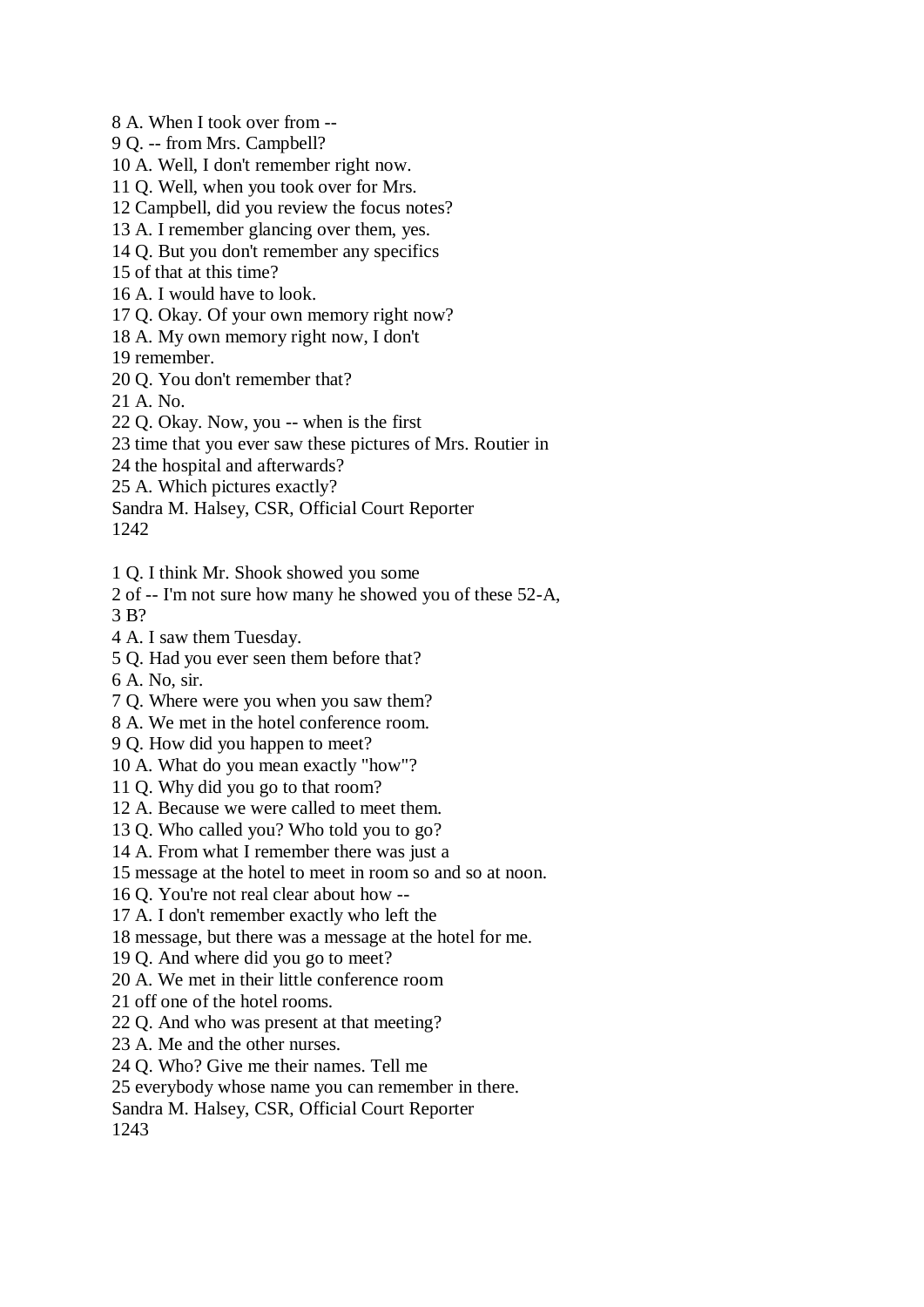8 A. When I took over from --
9 Q. -- from Mrs. Campbell?
10 A. Well, I don't remember right now.
11 Q. Well, when you took over for Mrs.
12 Campbell, did you review the focus notes?
13 A. I remember glancing over them, yes.
14 Q. But you don't remember any specifics
15 of that at this time?
16 A. I would have to look.
17 Q. Okay. Of your own memory right now?
18 A. My own memory right now, I don't
19 remember.
20 Q. You don't remember that?
21 A. No.
22 Q. Okay. Now, you -- when is the first
23 time that you ever saw these pictures of Mrs. Routier in
24 the hospital and afterwards?
25 A. Which pictures exactly?
Sandra M. Halsey, CSR, Official Court Reporter

1 Q. I think Mr. Shook showed you some
2 of -- I'm not sure how many he showed you of these 52-A,
3 B?
4 A. I saw them Tuesday.
5 Q. Had you ever seen them before that?
6 A. No, sir.
7 Q. Where were you when you saw them?
8 A. We met in the hotel conference room.
9 Q. How did you happen to meet?
10 A. What do you mean exactly "how"?
11 Q. Why did you go to that room?
12 A. Because we were called to meet them.
13 Q. Who called you? Who told you to go?
14 A. From what I remember there was just a
15 message at the hotel to meet in room so and so at noon.
16 Q. You're not real clear about how --
17 A. I don't remember exactly who left the
18 message, but there was a message at the hotel for me.
19 Q. And where did you go to meet?
20 A. We met in their little conference room
21 off one of the hotel rooms.
22 Q. And who was present at that meeting?
23 A. Me and the other nurses.
24 Q. Who? Give me their names. Tell me
25 everybody whose name you can remember in there.
Sandra M. Halsey, CSR, Official Court Reporter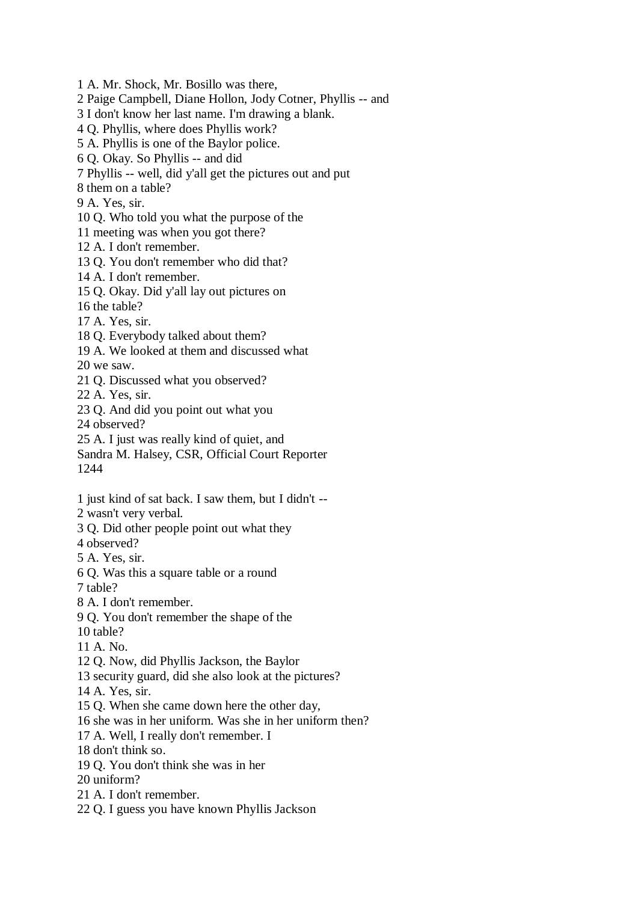1 A. Mr. Shock, Mr. Bosillo was there,
2 Paige Campbell, Diane Hollon, Jody Cotner, Phyllis -- and
3 I don't know her last name. I'm drawing a blank.
4 Q. Phyllis, where does Phyllis work?
5 A. Phyllis is one of the Baylor police.
6 Q. Okay. So Phyllis -- and did
7 Phyllis -- well, did y'all get the pictures out and put
8 them on a table?
9 A. Yes, sir.
10 Q. Who told you what the purpose of the
11 meeting was when you got there?
12 A. I don't remember.
13 Q. You don't remember who did that?
14 A. I don't remember.
15 Q. Okay. Did y'all lay out pictures on
16 the table?
17 A. Yes, sir.
18 Q. Everybody talked about them?
19 A. We looked at them and discussed what
20 we saw.
21 Q. Discussed what you observed?
22 A. Yes, sir.
23 Q. And did you point out what you
24 observed?
25 A. I just was really kind of quiet, and
Sandra M. Halsey, CSR, Official Court Reporter

1 just kind of sat back. I saw them, but I didn't --
2 wasn't very verbal.
3 Q. Did other people point out what they
4 observed?
5 A. Yes, sir.
6 Q. Was this a square table or a round
7 table?
8 A. I don't remember.
9 Q. You don't remember the shape of the
10 table?
11 A. No.
12 Q. Now, did Phyllis Jackson, the Baylor
13 security guard, did she also look at the pictures?
14 A. Yes, sir.
15 Q. When she came down here the other day,
16 she was in her uniform. Was she in her uniform then?
17 A. Well, I really don't remember. I
18 don't think so.
19 Q. You don't think she was in her
20 uniform?
21 A. I don't remember.
22 Q. I guess you have known Phyllis Jackson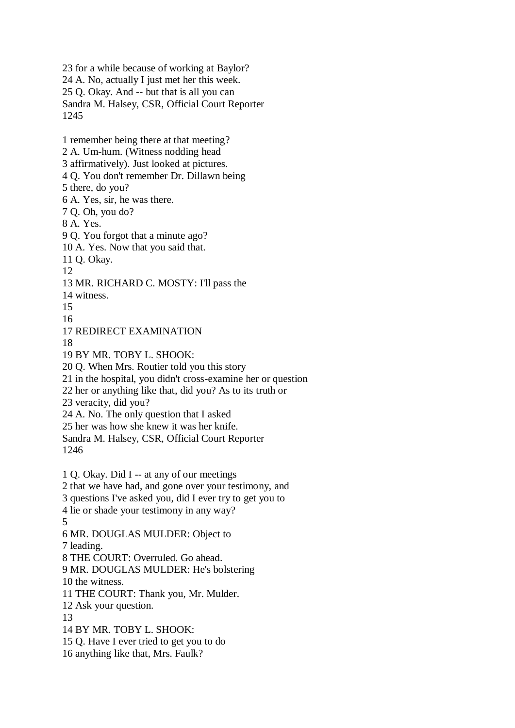23 for a while because of working at Baylor?
24 A. No, actually I just met her this week.
25 Q. Okay. And -- but that is all you can

1 remember being there at that meeting?
2 A. Um-hum. (Witness nodding head
3 affirmatively). Just looked at pictures.
4 Q. You don't remember Dr. Dillawn being
5 there, do you?
6 A. Yes, sir, he was there.
7 Q. Oh, you do?
8 A. Yes.
9 Q. You forgot that a minute ago?
10 A. Yes. Now that you said that.
11 Q. Okay.
12
13 MR. RICHARD C. MOSTY: I'll pass the
14 witness.
15
16
17 REDIRECT EXAMINATION
18
19 BY MR. TOBY L. SHOOK:
20 Q. When Mrs. Routier told you this story
21 in the hospital, you didn't cross-examine her or question
22 her or anything like that, did you? As to its truth or
23 veracity, did you?
24 A. No. The only question that I asked
25 her was how she knew it was her knife.

1 Q. Okay. Did I -- at any of our meetings
2 that we have had, and gone over your testimony, and
3 questions I've asked you, did I ever try to get you to
4 lie or shade your testimony in any way?
5
6 MR. DOUGLAS MULDER: Object to
7 leading.
8 THE COURT: Overruled. Go ahead.
9 MR. DOUGLAS MULDER: He's bolstering
10 the witness.
11 THE COURT: Thank you, Mr. Mulder.
12 Ask your question.
13
14 BY MR. TOBY L. SHOOK:
15 Q. Have I ever tried to get you to do
16 anything like that, Mrs. Faulk?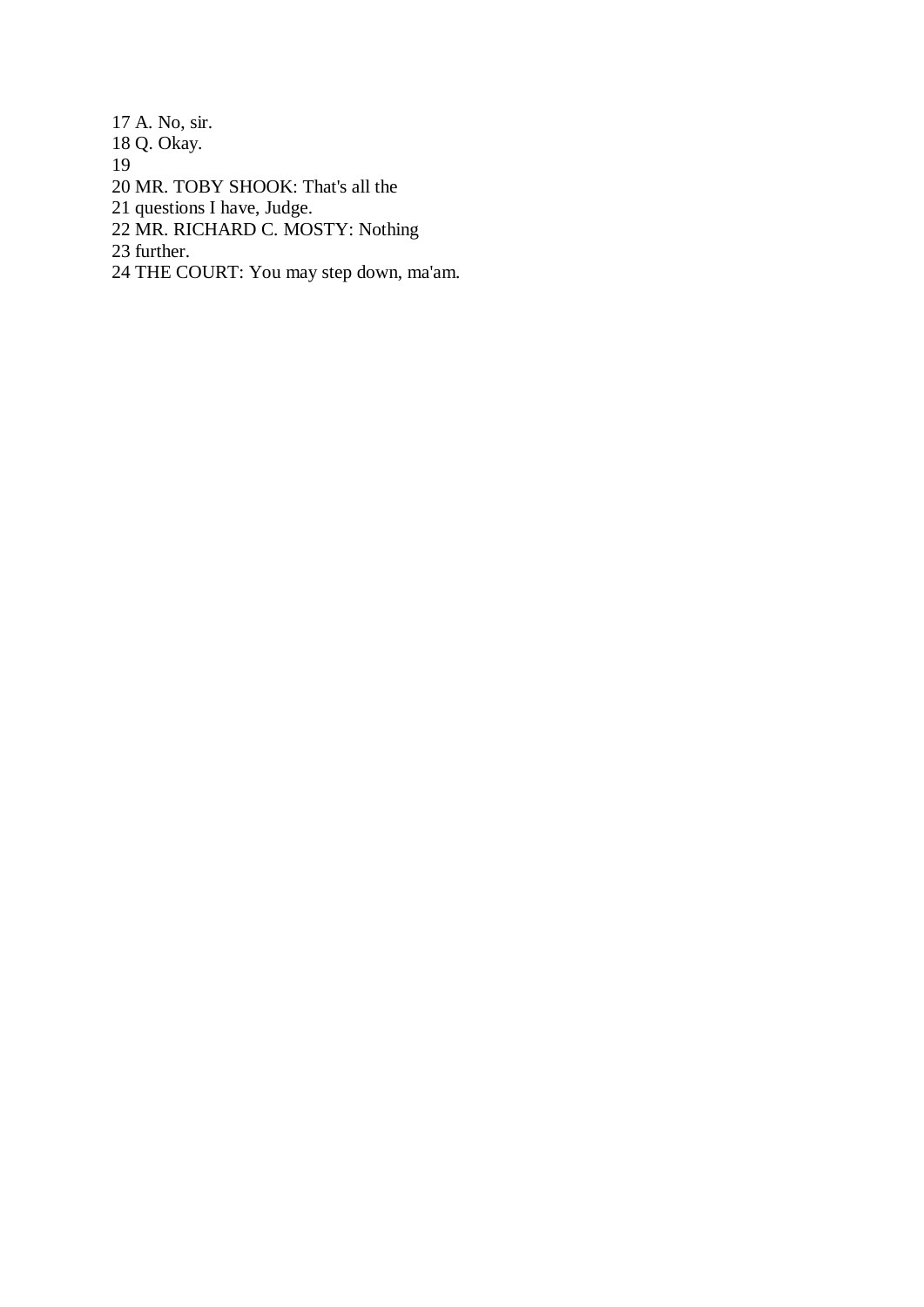17 A. No, sir.
18 Q. Okay.
19
20 MR. TOBY SHOOK: That's all the
21 questions I have, Judge.
22 MR. RICHARD C. MOSTY: Nothing
23 further.
24 THE COURT: You may step down, ma'am.